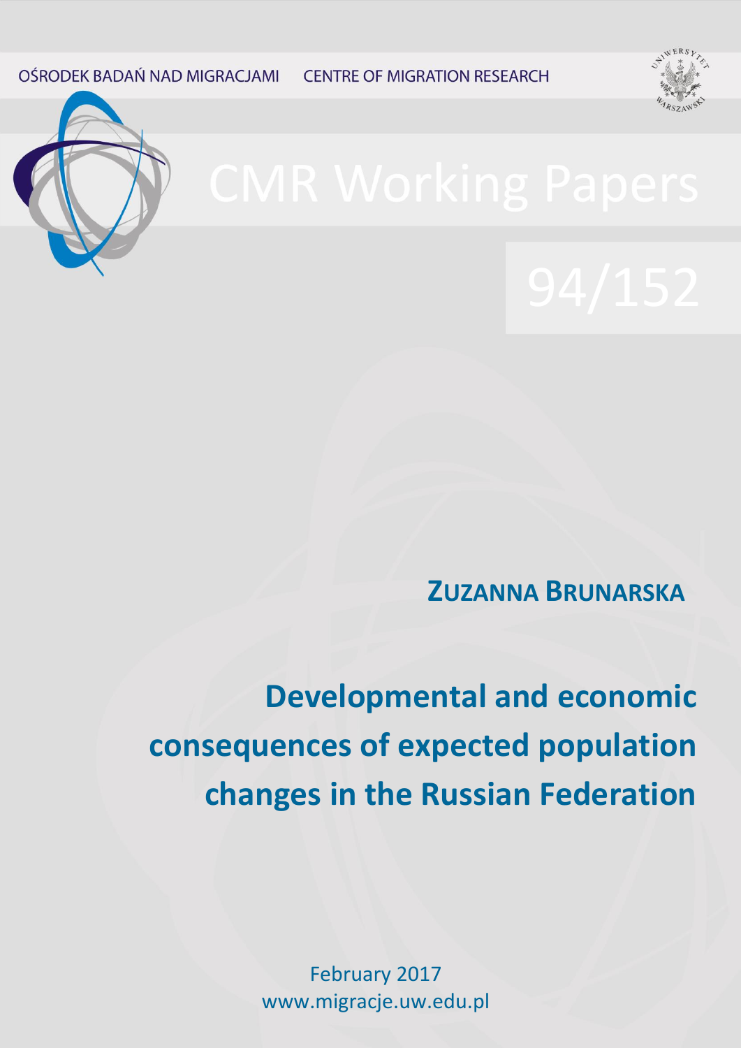OŚRODEK BADAŃ NAD MIGRACJAMI CENTRE OF MIGRATION RESEARCH

# CMR Working Papers

94/152

**ZUZANNA BRUNARSKA**

# Developmental and economic consequences of expected population changes in the Russian Federation

February 2017
www.migracje.uw.edu.pl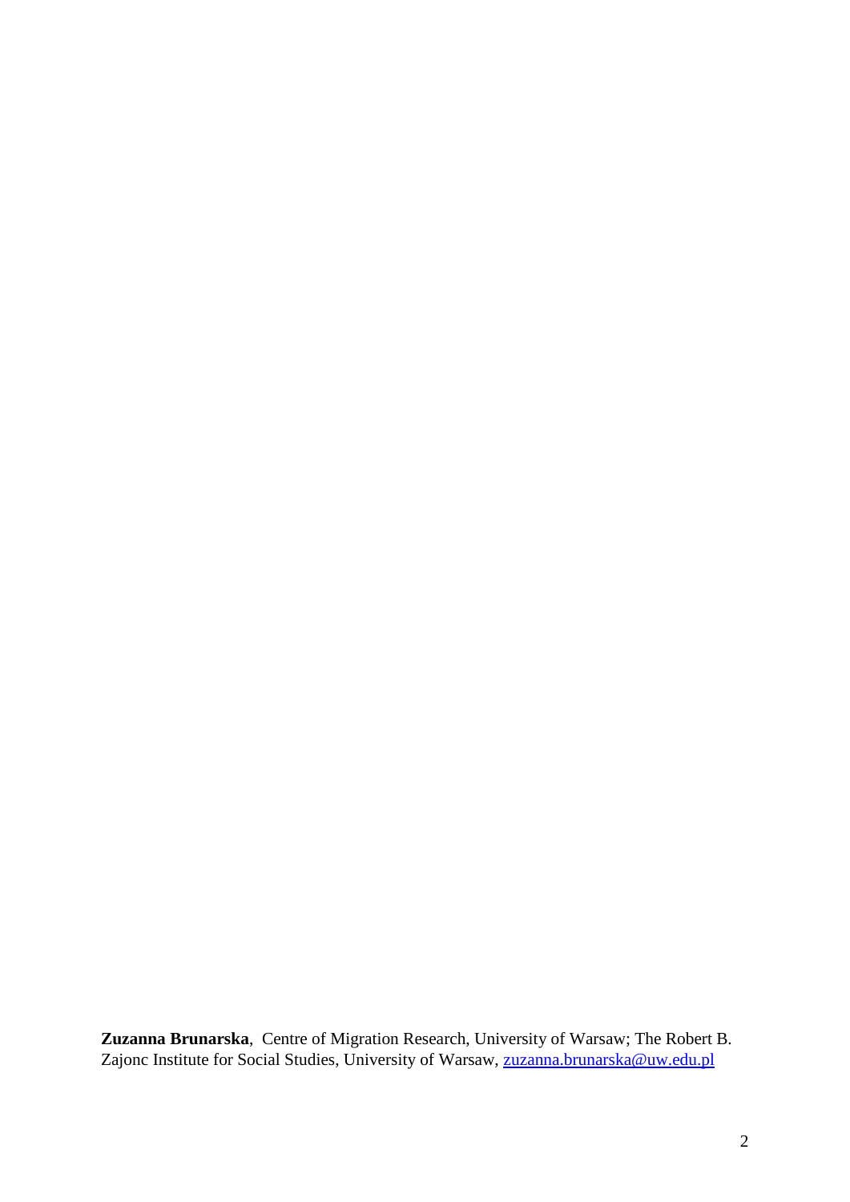**Zuzanna Brunarska**, Centre of Migration Research, University of Warsaw; The Robert B. Zajonc Institute for Social Studies, University of Warsaw, zuzanna.brunarska@uw.edu.pl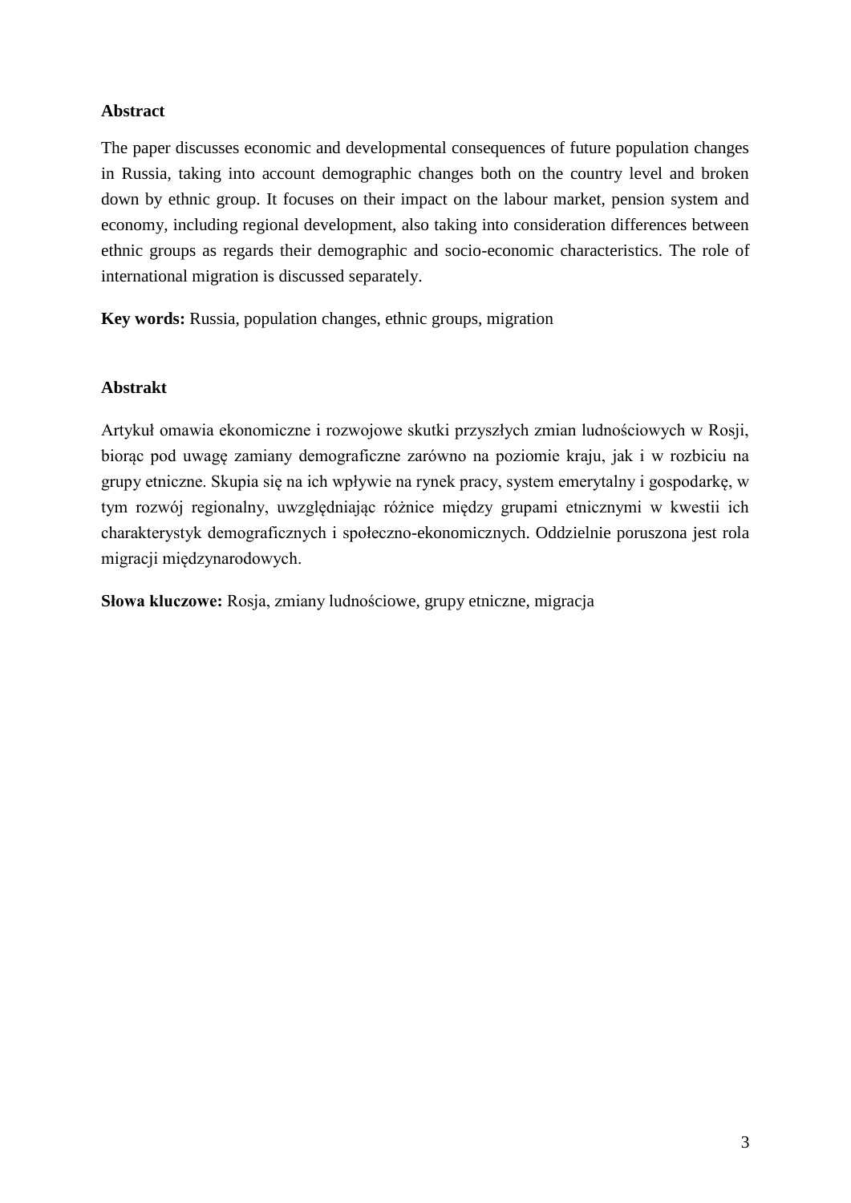## Abstract

The paper discusses economic and developmental consequences of future population changes in Russia, taking into account demographic changes both on the country level and broken down by ethnic group. It focuses on their impact on the labour market, pension system and economy, including regional development, also taking into consideration differences between ethnic groups as regards their demographic and socio-economic characteristics. The role of international migration is discussed separately.

**Key words:** Russia, population changes, ethnic groups, migration

## Abstrakt

Artykuł omawia ekonomiczne i rozwojowe skutki przyszłych zmian ludnościowych w Rosji, biorąc pod uwagę zamiany demograficzne zarówno na poziomie kraju, jak i w rozbiciu na grupy etniczne. Skupia się na ich wpływie na rynek pracy, system emerytalny i gospodarkę, w tym rozwój regionalny, uwzględniając różnice między grupami etnicznymi w kwestii ich charakterystyk demograficznych i społeczno-ekonomicznych. Oddzielnie poruszona jest rola migracji międzynarodowych.

**Słowa kluczowe:** Rosja, zmiany ludnościowe, grupy etniczne, migracja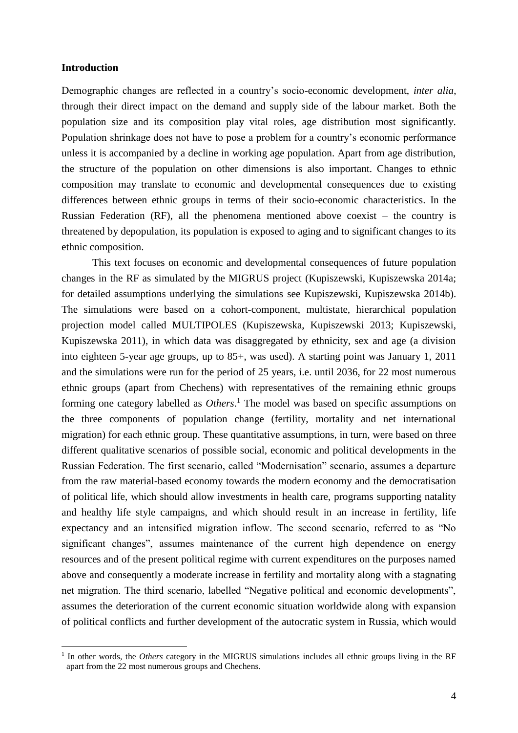## Introduction

Demographic changes are reflected in a country's socio-economic development, *inter alia*, through their direct impact on the demand and supply side of the labour market. Both the population size and its composition play vital roles, age distribution most significantly. Population shrinkage does not have to pose a problem for a country's economic performance unless it is accompanied by a decline in working age population. Apart from age distribution, the structure of the population on other dimensions is also important. Changes to ethnic composition may translate to economic and developmental consequences due to existing differences between ethnic groups in terms of their socio-economic characteristics. In the Russian Federation (RF), all the phenomena mentioned above coexist – the country is threatened by depopulation, its population is exposed to aging and to significant changes to its ethnic composition.

This text focuses on economic and developmental consequences of future population changes in the RF as simulated by the MIGRUS project (Kupiszewski, Kupiszewska 2014a; for detailed assumptions underlying the simulations see Kupiszewski, Kupiszewska 2014b). The simulations were based on a cohort-component, multistate, hierarchical population projection model called MULTIPOLES (Kupiszewska, Kupiszewski 2013; Kupiszewski, Kupiszewska 2011), in which data was disaggregated by ethnicity, sex and age (a division into eighteen 5-year age groups, up to 85+, was used). A starting point was January 1, 2011 and the simulations were run for the period of 25 years, i.e. until 2036, for 22 most numerous ethnic groups (apart from Chechens) with representatives of the remaining ethnic groups forming one category labelled as *Others*.[1] The model was based on specific assumptions on the three components of population change (fertility, mortality and net international migration) for each ethnic group. These quantitative assumptions, in turn, were based on three different qualitative scenarios of possible social, economic and political developments in the Russian Federation. The first scenario, called "Modernisation" scenario, assumes a departure from the raw material-based economy towards the modern economy and the democratisation of political life, which should allow investments in health care, programs supporting natality and healthy life style campaigns, and which should result in an increase in fertility, life expectancy and an intensified migration inflow. The second scenario, referred to as "No significant changes", assumes maintenance of the current high dependence on energy resources and of the present political regime with current expenditures on the purposes named above and consequently a moderate increase in fertility and mortality along with a stagnating net migration. The third scenario, labelled "Negative political and economic developments", assumes the deterioration of the current economic situation worldwide along with expansion of political conflicts and further development of the autocratic system in Russia, which would

[1] In other words, the *Others* category in the MIGRUS simulations includes all ethnic groups living in the RF apart from the 22 most numerous groups and Chechens.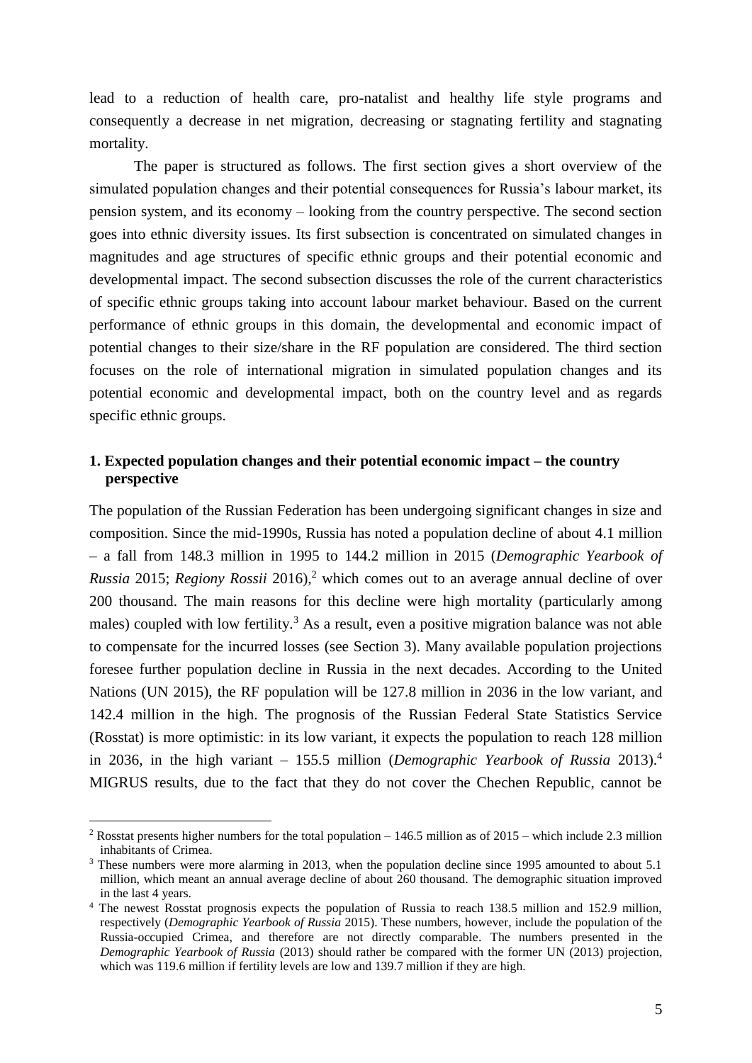lead to a reduction of health care, pro-natalist and healthy life style programs and consequently a decrease in net migration, decreasing or stagnating fertility and stagnating mortality.

The paper is structured as follows. The first section gives a short overview of the simulated population changes and their potential consequences for Russia's labour market, its pension system, and its economy – looking from the country perspective. The second section goes into ethnic diversity issues. Its first subsection is concentrated on simulated changes in magnitudes and age structures of specific ethnic groups and their potential economic and developmental impact. The second subsection discusses the role of the current characteristics of specific ethnic groups taking into account labour market behaviour. Based on the current performance of ethnic groups in this domain, the developmental and economic impact of potential changes to their size/share in the RF population are considered. The third section focuses on the role of international migration in simulated population changes and its potential economic and developmental impact, both on the country level and as regards specific ethnic groups.

## 1. Expected population changes and their potential economic impact – the country perspective

The population of the Russian Federation has been undergoing significant changes in size and composition. Since the mid-1990s, Russia has noted a population decline of about 4.1 million – a fall from 148.3 million in 1995 to 144.2 million in 2015 (*Demographic Yearbook of Russia* 2015; *Regiony Rossii* 2016),[2] which comes out to an average annual decline of over 200 thousand. The main reasons for this decline were high mortality (particularly among males) coupled with low fertility.[3] As a result, even a positive migration balance was not able to compensate for the incurred losses (see Section 3). Many available population projections foresee further population decline in Russia in the next decades. According to the United Nations (UN 2015), the RF population will be 127.8 million in 2036 in the low variant, and 142.4 million in the high. The prognosis of the Russian Federal State Statistics Service (Rosstat) is more optimistic: in its low variant, it expects the population to reach 128 million in 2036, in the high variant – 155.5 million (*Demographic Yearbook of Russia* 2013).[4] MIGRUS results, due to the fact that they do not cover the Chechen Republic, cannot be

---

[2] Rosstat presents higher numbers for the total population – 146.5 million as of 2015 – which include 2.3 million inhabitants of Crimea.

[3] These numbers were more alarming in 2013, when the population decline since 1995 amounted to about 5.1 million, which meant an annual average decline of about 260 thousand. The demographic situation improved in the last 4 years.

[4] The newest Rosstat prognosis expects the population of Russia to reach 138.5 million and 152.9 million, respectively (*Demographic Yearbook of Russia* 2015). These numbers, however, include the population of the Russia-occupied Crimea, and therefore are not directly comparable. The numbers presented in the *Demographic Yearbook of Russia* (2013) should rather be compared with the former UN (2013) projection, which was 119.6 million if fertility levels are low and 139.7 million if they are high.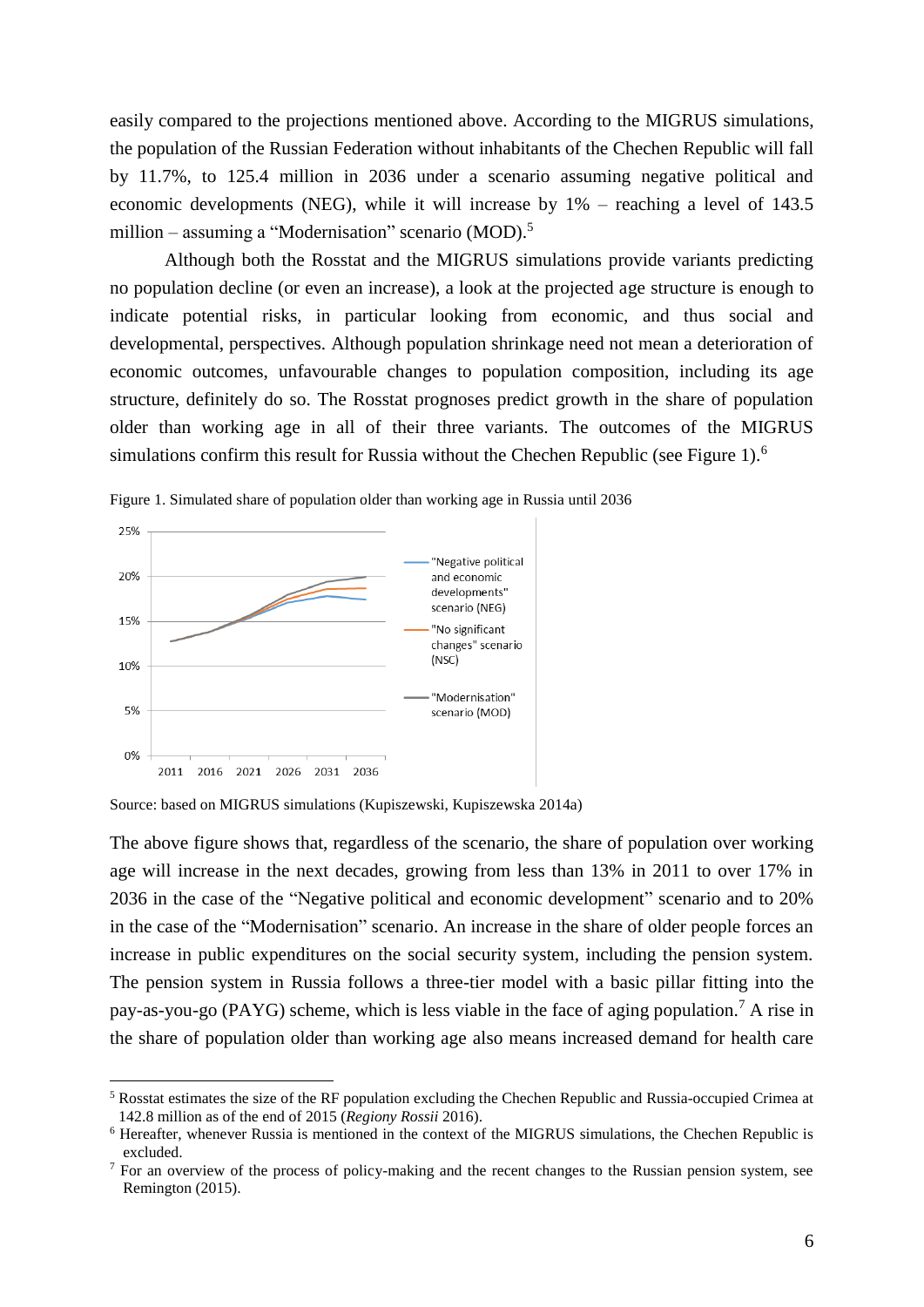easily compared to the projections mentioned above. According to the MIGRUS simulations, the population of the Russian Federation without inhabitants of the Chechen Republic will fall by 11.7%, to 125.4 million in 2036 under a scenario assuming negative political and economic developments (NEG), while it will increase by 1% – reaching a level of 143.5 million – assuming a "Modernisation" scenario (MOD).[5]

Although both the Rosstat and the MIGRUS simulations provide variants predicting no population decline (or even an increase), a look at the projected age structure is enough to indicate potential risks, in particular looking from economic, and thus social and developmental, perspectives. Although population shrinkage need not mean a deterioration of economic outcomes, unfavourable changes to population composition, including its age structure, definitely do so. The Rosstat prognoses predict growth in the share of population older than working age in all of their three variants. The outcomes of the MIGRUS simulations confirm this result for Russia without the Chechen Republic (see Figure 1).[6]

Figure 1. Simulated share of population older than working age in Russia until 2036

25%
20%
15%
10%
5%
0%
2011 2016 2021 2026 2031 2036

"Negative political and economic developments" scenario (NEG)
"No significant changes" scenario (NSC)
"Modernisation" scenario (MOD)

Source: based on MIGRUS simulations (Kupiszewski, Kupiszewska 2014a)

The above figure shows that, regardless of the scenario, the share of population over working age will increase in the next decades, growing from less than 13% in 2011 to over 17% in 2036 in the case of the "Negative political and economic development" scenario and to 20% in the case of the "Modernisation" scenario. An increase in the share of older people forces an increase in public expenditures on the social security system, including the pension system. The pension system in Russia follows a three-tier model with a basic pillar fitting into the pay-as-you-go (PAYG) scheme, which is less viable in the face of aging population.[7] A rise in the share of population older than working age also means increased demand for health care

[5] Rosstat estimates the size of the RF population excluding the Chechen Republic and Russia-occupied Crimea at 142.8 million as of the end of 2015 (*Regiony Rossii* 2016).

[6] Hereafter, whenever Russia is mentioned in the context of the MIGRUS simulations, the Chechen Republic is excluded.

[7] For an overview of the process of policy-making and the recent changes to the Russian pension system, see Remington (2015).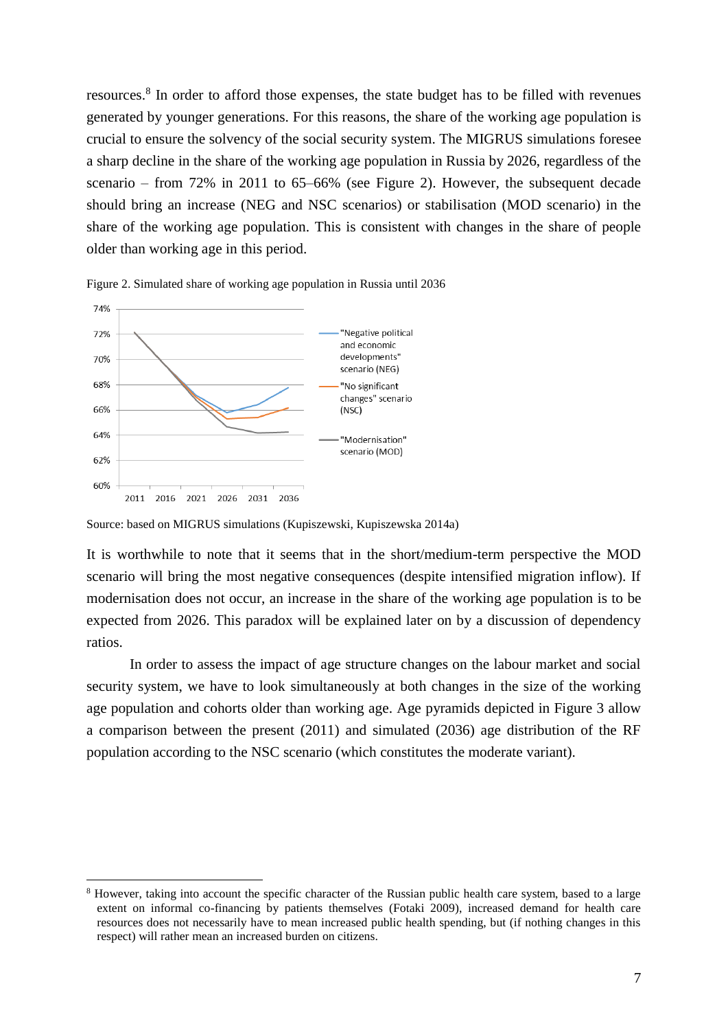resources.[8] In order to afford those expenses, the state budget has to be filled with revenues generated by younger generations. For this reasons, the share of the working age population is crucial to ensure the solvency of the social security system. The MIGRUS simulations foresee a sharp decline in the share of the working age population in Russia by 2026, regardless of the scenario – from 72% in 2011 to 65–66% (see Figure 2). However, the subsequent decade should bring an increase (NEG and NSC scenarios) or stabilisation (MOD scenario) in the share of the working age population. This is consistent with changes in the share of people older than working age in this period.

Figure 2. Simulated share of working age population in Russia until 2036

74%
72%
70%
68%
66%
64%
62%
60%
2011 2016 2021 2026 2031 2036

"Negative political and economic developments" scenario (NEG)
"No significant changes" scenario (NSC)
"Modernisation" scenario (MOD)

Source: based on MIGRUS simulations (Kupiszewski, Kupiszewska 2014a)

It is worthwhile to note that it seems that in the short/medium-term perspective the MOD scenario will bring the most negative consequences (despite intensified migration inflow). If modernisation does not occur, an increase in the share of the working age population is to be expected from 2026. This paradox will be explained later on by a discussion of dependency ratios.

In order to assess the impact of age structure changes on the labour market and social security system, we have to look simultaneously at both changes in the size of the working age population and cohorts older than working age. Age pyramids depicted in Figure 3 allow a comparison between the present (2011) and simulated (2036) age distribution of the RF population according to the NSC scenario (which constitutes the moderate variant).

[8] However, taking into account the specific character of the Russian public health care system, based to a large extent on informal co-financing by patients themselves (Fotaki 2009), increased demand for health care resources does not necessarily have to mean increased public health spending, but (if nothing changes in this respect) will rather mean an increased burden on citizens.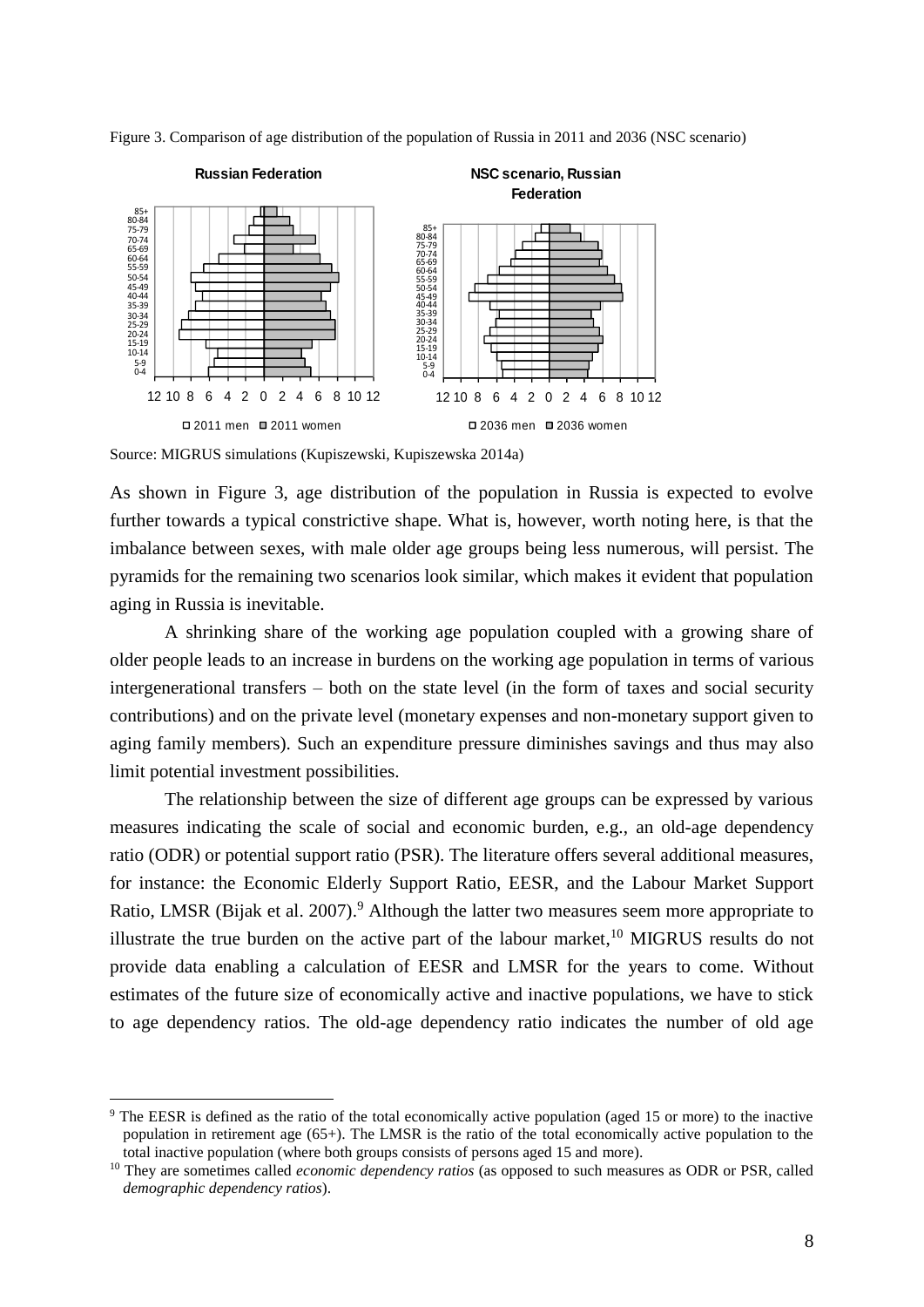Figure 3. Comparison of age distribution of the population of Russia in 2011 and 2036 (NSC scenario)

**Russian Federation**

85+
80-84
75-79
70-74
65-69
60-64
55-59
50-54
45-49
40-44
35-39
30-34
25-29
20-24
15-19
10-14
5-9
0-4

12 10 8 6 4 2 0 2 4 6 8 10 12

□ 2011 men ■ 2011 women

**NSC scenario, Russian Federation**

85+
80-84
75-79
70-74
65-69
60-64
55-59
50-54
45-49
40-44
35-39
30-34
25-29
20-24
15-19
10-14
5-9
0-4

12 10 8 6 4 2 0 2 4 6 8 10 12

□ 2036 men ■ 2036 women

Source: MIGRUS simulations (Kupiszewski, Kupiszewska 2014a)

As shown in Figure 3, age distribution of the population in Russia is expected to evolve further towards a typical constrictive shape. What is, however, worth noting here, is that the imbalance between sexes, with male older age groups being less numerous, will persist. The pyramids for the remaining two scenarios look similar, which makes it evident that population aging in Russia is inevitable.

A shrinking share of the working age population coupled with a growing share of older people leads to an increase in burdens on the working age population in terms of various intergenerational transfers – both on the state level (in the form of taxes and social security contributions) and on the private level (monetary expenses and non-monetary support given to aging family members). Such an expenditure pressure diminishes savings and thus may also limit potential investment possibilities.

The relationship between the size of different age groups can be expressed by various measures indicating the scale of social and economic burden, e.g., an old-age dependency ratio (ODR) or potential support ratio (PSR). The literature offers several additional measures, for instance: the Economic Elderly Support Ratio, EESR, and the Labour Market Support Ratio, LMSR (Bijak et al. 2007).[9] Although the latter two measures seem more appropriate to illustrate the true burden on the active part of the labour market,[10] MIGRUS results do not provide data enabling a calculation of EESR and LMSR for the years to come. Without estimates of the future size of economically active and inactive populations, we have to stick to age dependency ratios. The old-age dependency ratio indicates the number of old age

[9] The EESR is defined as the ratio of the total economically active population (aged 15 or more) to the inactive population in retirement age (65+). The LMSR is the ratio of the total economically active population to the total inactive population (where both groups consists of persons aged 15 and more).

[10] They are sometimes called *economic dependency ratios* (as opposed to such measures as ODR or PSR, called *demographic dependency ratios*).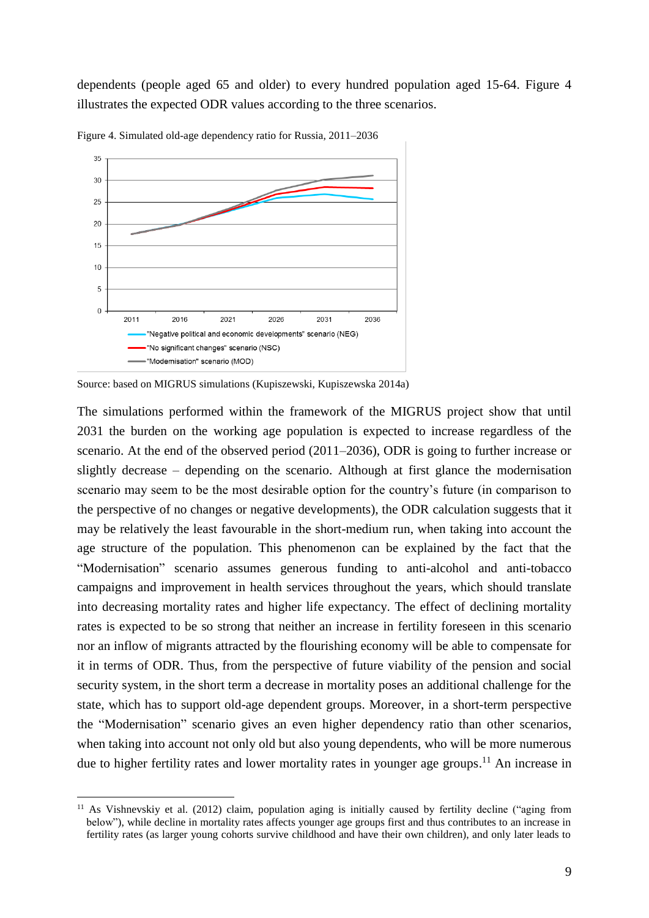dependents (people aged 65 and older) to every hundred population aged 15-64. Figure 4 illustrates the expected ODR values according to the three scenarios.

Figure 4. Simulated old-age dependency ratio for Russia, 2011–2036

35
30
25
20
15
10
5
0
2011 2016 2021 2026 2031 2036

"Negative political and economic developments" scenario (NEG)
"No significant changes" scenario (NSC)
"Modernisation" scenario (MOD)

Source: based on MIGRUS simulations (Kupiszewski, Kupiszewska 2014a)

The simulations performed within the framework of the MIGRUS project show that until 2031 the burden on the working age population is expected to increase regardless of the scenario. At the end of the observed period (2011–2036), ODR is going to further increase or slightly decrease – depending on the scenario. Although at first glance the modernisation scenario may seem to be the most desirable option for the country's future (in comparison to the perspective of no changes or negative developments), the ODR calculation suggests that it may be relatively the least favourable in the short-medium run, when taking into account the age structure of the population. This phenomenon can be explained by the fact that the "Modernisation" scenario assumes generous funding to anti-alcohol and anti-tobacco campaigns and improvement in health services throughout the years, which should translate into decreasing mortality rates and higher life expectancy. The effect of declining mortality rates is expected to be so strong that neither an increase in fertility foreseen in this scenario nor an inflow of migrants attracted by the flourishing economy will be able to compensate for it in terms of ODR. Thus, from the perspective of future viability of the pension and social security system, in the short term a decrease in mortality poses an additional challenge for the state, which has to support old-age dependent groups. Moreover, in a short-term perspective the "Modernisation" scenario gives an even higher dependency ratio than other scenarios, when taking into account not only old but also young dependents, who will be more numerous due to higher fertility rates and lower mortality rates in younger age groups.[11] An increase in

[11] As Vishnevskiy et al. (2012) claim, population aging is initially caused by fertility decline ("aging from below"), while decline in mortality rates affects younger age groups first and thus contributes to an increase in fertility rates (as larger young cohorts survive childhood and have their own children), and only later leads to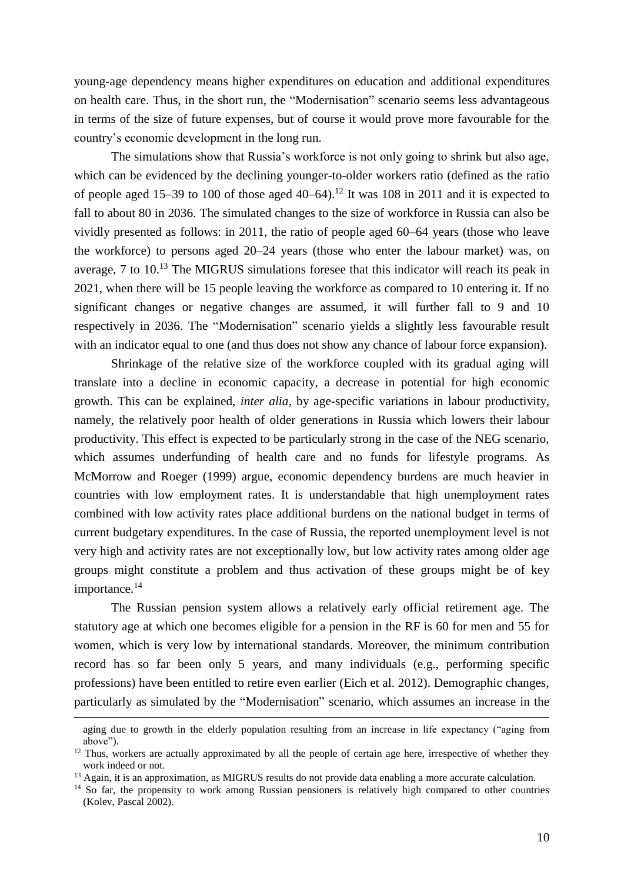young-age dependency means higher expenditures on education and additional expenditures on health care. Thus, in the short run, the "Modernisation" scenario seems less advantageous in terms of the size of future expenses, but of course it would prove more favourable for the country's economic development in the long run.

The simulations show that Russia's workforce is not only going to shrink but also age, which can be evidenced by the declining younger-to-older workers ratio (defined as the ratio of people aged 15–39 to 100 of those aged 40–64).[12] It was 108 in 2011 and it is expected to fall to about 80 in 2036. The simulated changes to the size of workforce in Russia can also be vividly presented as follows: in 2011, the ratio of people aged 60–64 years (those who leave the workforce) to persons aged 20–24 years (those who enter the labour market) was, on average, 7 to 10.[13] The MIGRUS simulations foresee that this indicator will reach its peak in 2021, when there will be 15 people leaving the workforce as compared to 10 entering it. If no significant changes or negative changes are assumed, it will further fall to 9 and 10 respectively in 2036. The "Modernisation" scenario yields a slightly less favourable result with an indicator equal to one (and thus does not show any chance of labour force expansion).

Shrinkage of the relative size of the workforce coupled with its gradual aging will translate into a decline in economic capacity, a decrease in potential for high economic growth. This can be explained, *inter alia*, by age-specific variations in labour productivity, namely, the relatively poor health of older generations in Russia which lowers their labour productivity. This effect is expected to be particularly strong in the case of the NEG scenario, which assumes underfunding of health care and no funds for lifestyle programs. As McMorrow and Roeger (1999) argue, economic dependency burdens are much heavier in countries with low employment rates. It is understandable that high unemployment rates combined with low activity rates place additional burdens on the national budget in terms of current budgetary expenditures. In the case of Russia, the reported unemployment level is not very high and activity rates are not exceptionally low, but low activity rates among older age groups might constitute a problem and thus activation of these groups might be of key importance.[14]

The Russian pension system allows a relatively early official retirement age. The statutory age at which one becomes eligible for a pension in the RF is 60 for men and 55 for women, which is very low by international standards. Moreover, the minimum contribution record has so far been only 5 years, and many individuals (e.g., performing specific professions) have been entitled to retire even earlier (Eich et al. 2012). Demographic changes, particularly as simulated by the "Modernisation" scenario, which assumes an increase in the

---

aging due to growth in the elderly population resulting from an increase in life expectancy ("aging from above").

[12] Thus, workers are actually approximated by all the people of certain age here, irrespective of whether they work indeed or not.

[13] Again, it is an approximation, as MIGRUS results do not provide data enabling a more accurate calculation.

[14] So far, the propensity to work among Russian pensioners is relatively high compared to other countries (Kolev, Pascal 2002).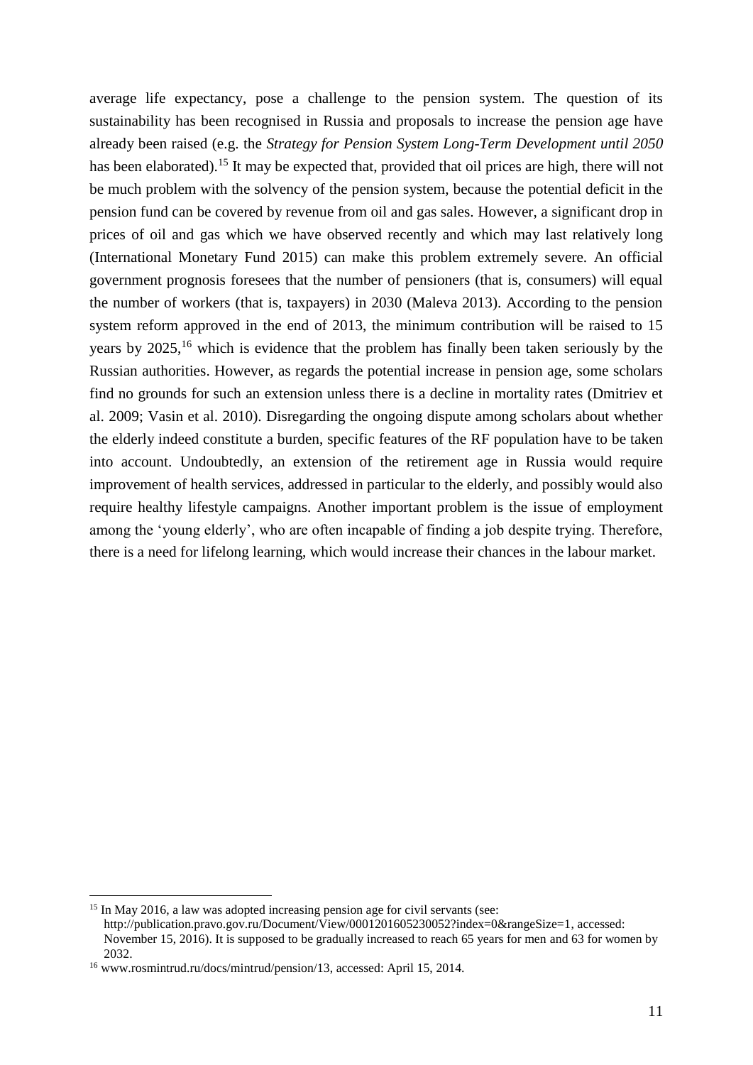average life expectancy, pose a challenge to the pension system. The question of its sustainability has been recognised in Russia and proposals to increase the pension age have already been raised (e.g. the *Strategy for Pension System Long-Term Development until 2050* has been elaborated).[15] It may be expected that, provided that oil prices are high, there will not be much problem with the solvency of the pension system, because the potential deficit in the pension fund can be covered by revenue from oil and gas sales. However, a significant drop in prices of oil and gas which we have observed recently and which may last relatively long (International Monetary Fund 2015) can make this problem extremely severe. An official government prognosis foresees that the number of pensioners (that is, consumers) will equal the number of workers (that is, taxpayers) in 2030 (Maleva 2013). According to the pension system reform approved in the end of 2013, the minimum contribution will be raised to 15 years by 2025,[16] which is evidence that the problem has finally been taken seriously by the Russian authorities. However, as regards the potential increase in pension age, some scholars find no grounds for such an extension unless there is a decline in mortality rates (Dmitriev et al. 2009; Vasin et al. 2010). Disregarding the ongoing dispute among scholars about whether the elderly indeed constitute a burden, specific features of the RF population have to be taken into account. Undoubtedly, an extension of the retirement age in Russia would require improvement of health services, addressed in particular to the elderly, and possibly would also require healthy lifestyle campaigns. Another important problem is the issue of employment among the 'young elderly', who are often incapable of finding a job despite trying. Therefore, there is a need for lifelong learning, which would increase their chances in the labour market.

---

[15] In May 2016, a law was adopted increasing pension age for civil servants (see: http://publication.pravo.gov.ru/Document/View/0001201605230052?index=0&rangeSize=1, accessed: November 15, 2016). It is supposed to be gradually increased to reach 65 years for men and 63 for women by 2032.

[16] www.rosmintrud.ru/docs/mintrud/pension/13, accessed: April 15, 2014.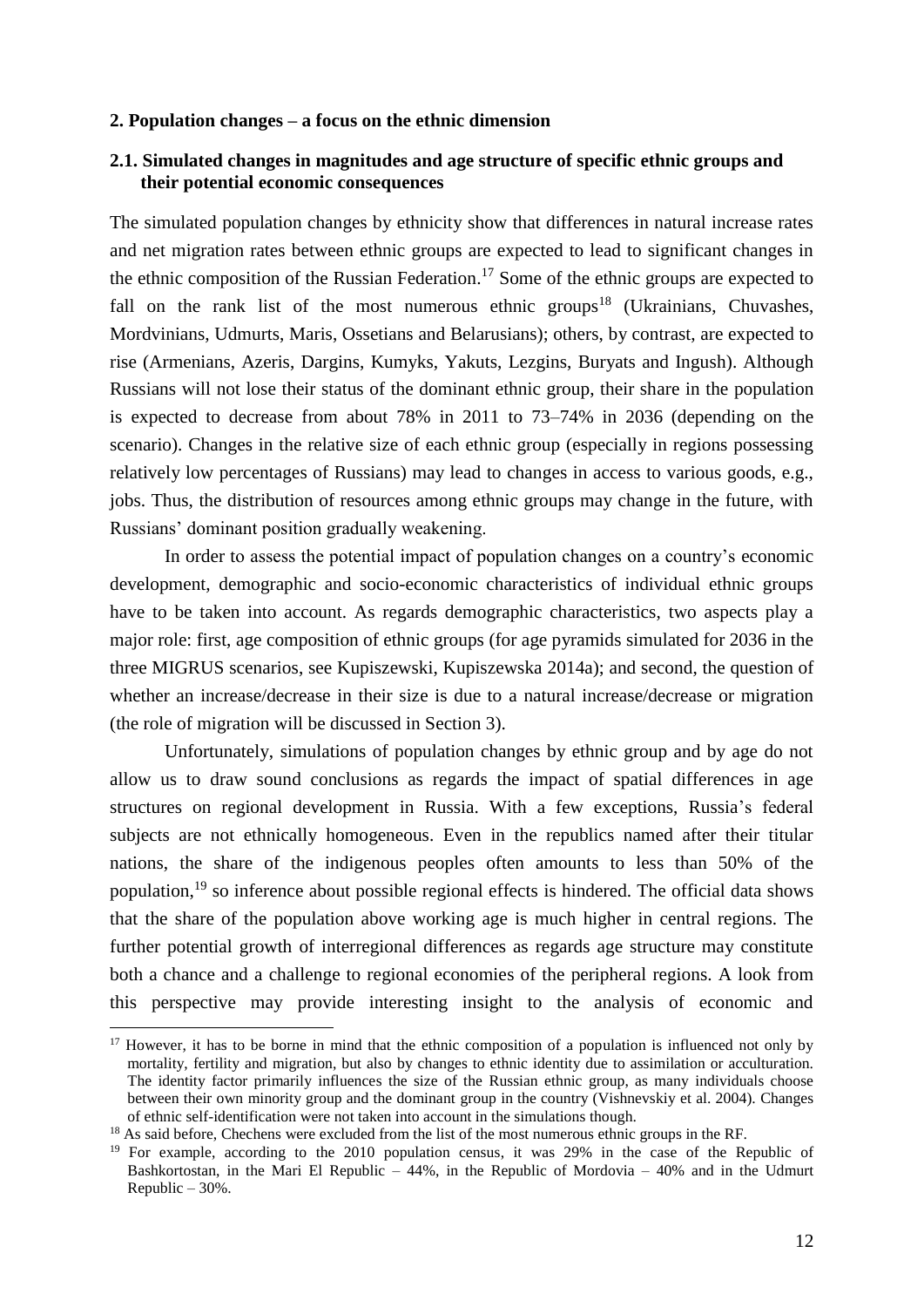## 2. Population changes – a focus on the ethnic dimension

### 2.1. Simulated changes in magnitudes and age structure of specific ethnic groups and their potential economic consequences

The simulated population changes by ethnicity show that differences in natural increase rates and net migration rates between ethnic groups are expected to lead to significant changes in the ethnic composition of the Russian Federation.[17] Some of the ethnic groups are expected to fall on the rank list of the most numerous ethnic groups[18] (Ukrainians, Chuvashes, Mordvinians, Udmurts, Maris, Ossetians and Belarusians); others, by contrast, are expected to rise (Armenians, Azeris, Dargins, Kumyks, Yakuts, Lezgins, Buryats and Ingush). Although Russians will not lose their status of the dominant ethnic group, their share in the population is expected to decrease from about 78% in 2011 to 73–74% in 2036 (depending on the scenario). Changes in the relative size of each ethnic group (especially in regions possessing relatively low percentages of Russians) may lead to changes in access to various goods, e.g., jobs. Thus, the distribution of resources among ethnic groups may change in the future, with Russians' dominant position gradually weakening.

In order to assess the potential impact of population changes on a country's economic development, demographic and socio-economic characteristics of individual ethnic groups have to be taken into account. As regards demographic characteristics, two aspects play a major role: first, age composition of ethnic groups (for age pyramids simulated for 2036 in the three MIGRUS scenarios, see Kupiszewski, Kupiszewska 2014a); and second, the question of whether an increase/decrease in their size is due to a natural increase/decrease or migration (the role of migration will be discussed in Section 3).

Unfortunately, simulations of population changes by ethnic group and by age do not allow us to draw sound conclusions as regards the impact of spatial differences in age structures on regional development in Russia. With a few exceptions, Russia's federal subjects are not ethnically homogeneous. Even in the republics named after their titular nations, the share of the indigenous peoples often amounts to less than 50% of the population,[19] so inference about possible regional effects is hindered. The official data shows that the share of the population above working age is much higher in central regions. The further potential growth of interregional differences as regards age structure may constitute both a chance and a challenge to regional economies of the peripheral regions. A look from this perspective may provide interesting insight to the analysis of economic and

[17] However, it has to be borne in mind that the ethnic composition of a population is influenced not only by mortality, fertility and migration, but also by changes to ethnic identity due to assimilation or acculturation. The identity factor primarily influences the size of the Russian ethnic group, as many individuals choose between their own minority group and the dominant group in the country (Vishnevskiy et al. 2004). Changes of ethnic self-identification were not taken into account in the simulations though.

[18] As said before, Chechens were excluded from the list of the most numerous ethnic groups in the RF.

[19] For example, according to the 2010 population census, it was 29% in the case of the Republic of Bashkortostan, in the Mari El Republic – 44%, in the Republic of Mordovia – 40% and in the Udmurt Republic – 30%.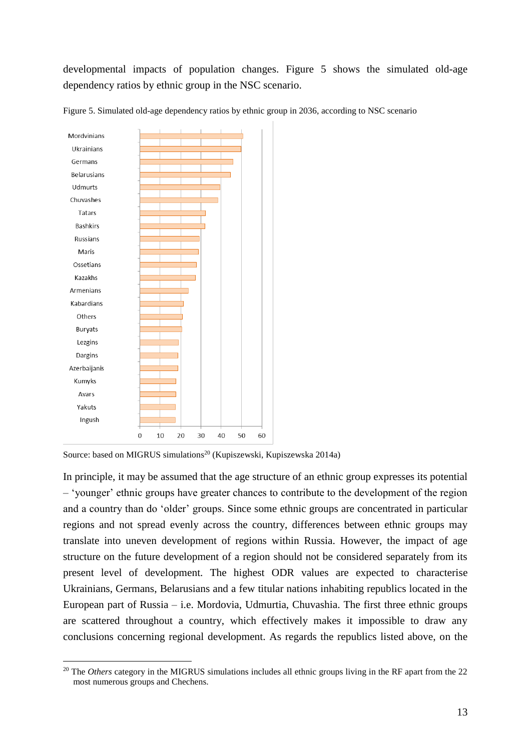developmental impacts of population changes. Figure 5 shows the simulated old-age dependency ratios by ethnic group in the NSC scenario.

Figure 5. Simulated old-age dependency ratios by ethnic group in 2036, according to NSC scenario

Mordvinians
Ukrainians
Germans
Belarusians
Udmurts
Chuvashes
Tatars
Bashkirs
Russians
Maris
Ossetians
Kazakhs
Armenians
Kabardians
Others
Buryats
Lezgins
Dargins
Azerbaijanis
Kumyks
Avars
Yakuts
Ingush

0 10 20 30 40 50 60

Source: based on MIGRUS simulations[20] (Kupiszewski, Kupiszewska 2014a)

In principle, it may be assumed that the age structure of an ethnic group expresses its potential – 'younger' ethnic groups have greater chances to contribute to the development of the region and a country than do 'older' groups. Since some ethnic groups are concentrated in particular regions and not spread evenly across the country, differences between ethnic groups may translate into uneven development of regions within Russia. However, the impact of age structure on the future development of a region should not be considered separately from its present level of development. The highest ODR values are expected to characterise Ukrainians, Germans, Belarusians and a few titular nations inhabiting republics located in the European part of Russia – i.e. Mordovia, Udmurtia, Chuvashia. The first three ethnic groups are scattered throughout a country, which effectively makes it impossible to draw any conclusions concerning regional development. As regards the republics listed above, on the

[20] The *Others* category in the MIGRUS simulations includes all ethnic groups living in the RF apart from the 22 most numerous groups and Chechens.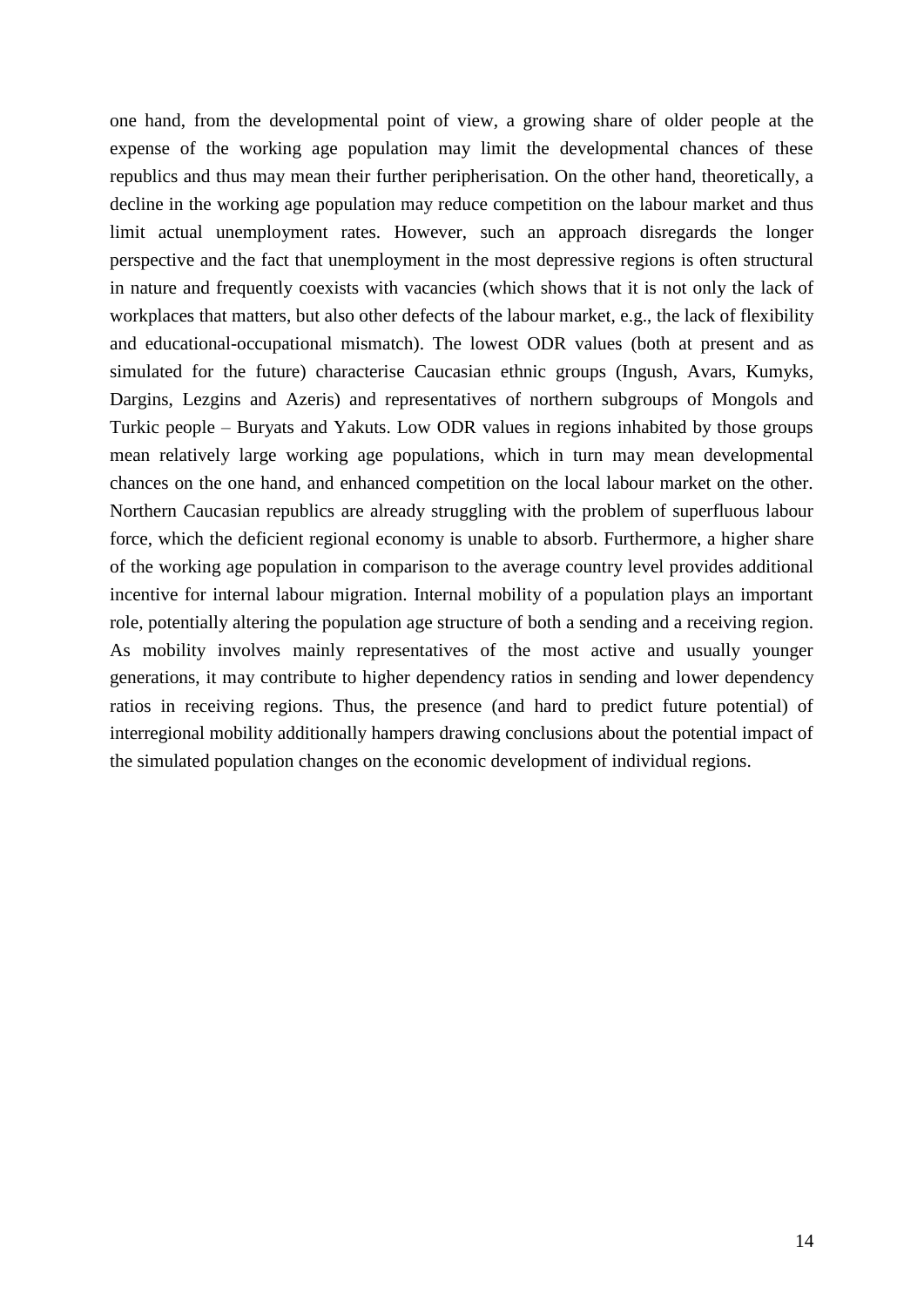one hand, from the developmental point of view, a growing share of older people at the expense of the working age population may limit the developmental chances of these republics and thus may mean their further peripherisation. On the other hand, theoretically, a decline in the working age population may reduce competition on the labour market and thus limit actual unemployment rates. However, such an approach disregards the longer perspective and the fact that unemployment in the most depressive regions is often structural in nature and frequently coexists with vacancies (which shows that it is not only the lack of workplaces that matters, but also other defects of the labour market, e.g., the lack of flexibility and educational-occupational mismatch). The lowest ODR values (both at present and as simulated for the future) characterise Caucasian ethnic groups (Ingush, Avars, Kumyks, Dargins, Lezgins and Azeris) and representatives of northern subgroups of Mongols and Turkic people – Buryats and Yakuts. Low ODR values in regions inhabited by those groups mean relatively large working age populations, which in turn may mean developmental chances on the one hand, and enhanced competition on the local labour market on the other. Northern Caucasian republics are already struggling with the problem of superfluous labour force, which the deficient regional economy is unable to absorb. Furthermore, a higher share of the working age population in comparison to the average country level provides additional incentive for internal labour migration. Internal mobility of a population plays an important role, potentially altering the population age structure of both a sending and a receiving region. As mobility involves mainly representatives of the most active and usually younger generations, it may contribute to higher dependency ratios in sending and lower dependency ratios in receiving regions. Thus, the presence (and hard to predict future potential) of interregional mobility additionally hampers drawing conclusions about the potential impact of the simulated population changes on the economic development of individual regions.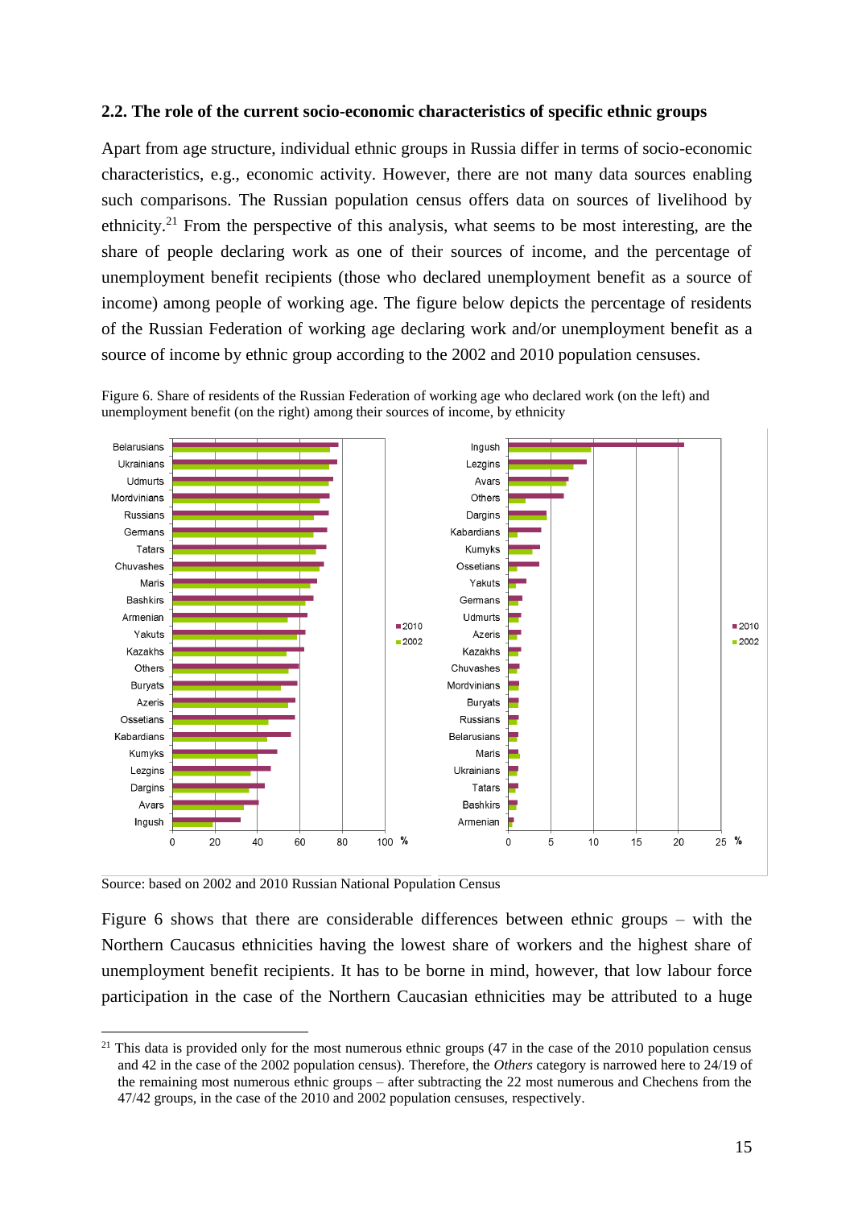### 2.2. The role of the current socio-economic characteristics of specific ethnic groups

Apart from age structure, individual ethnic groups in Russia differ in terms of socio-economic characteristics, e.g., economic activity. However, there are not many data sources enabling such comparisons. The Russian population census offers data on sources of livelihood by ethnicity.[21] From the perspective of this analysis, what seems to be most interesting, are the share of people declaring work as one of their sources of income, and the percentage of unemployment benefit recipients (those who declared unemployment benefit as a source of income) among people of working age. The figure below depicts the percentage of residents of the Russian Federation of working age declaring work and/or unemployment benefit as a source of income by ethnic group according to the 2002 and 2010 population censuses.

Figure 6. Share of residents of the Russian Federation of working age who declared work (on the left) and unemployment benefit (on the right) among their sources of income, by ethnicity

Belarusians
Ukrainians
Udmurts
Mordvinians
Russians
Germans
Tatars
Chuvashes
Maris
Bashkirs
Armenian
Yakuts
Kazakhs
Others
Buryats
Azeris
Ossetians
Kabardians
Kumyks
Lezgins
Dargins
Avars
Ingush

0 20 40 60 80 100 %

2010
2002

Ingush
Lezgins
Avars
Others
Dargins
Kabardians
Kumyks
Ossetians
Yakuts
Germans
Udmurts
Azeris
Kazakhs
Chuvashes
Mordvinians
Buryats
Russians
Belarusians
Maris
Ukrainians
Tatars
Bashkirs
Armenian

0 5 10 15 20 25 %

2010
2002

Source: based on 2002 and 2010 Russian National Population Census

Figure 6 shows that there are considerable differences between ethnic groups – with the Northern Caucasus ethnicities having the lowest share of workers and the highest share of unemployment benefit recipients. It has to be borne in mind, however, that low labour force participation in the case of the Northern Caucasian ethnicities may be attributed to a huge

[21] This data is provided only for the most numerous ethnic groups (47 in the case of the 2010 population census and 42 in the case of the 2002 population census). Therefore, the *Others* category is narrowed here to 24/19 of the remaining most numerous ethnic groups – after subtracting the 22 most numerous and Chechens from the 47/42 groups, in the case of the 2010 and 2002 population censuses, respectively.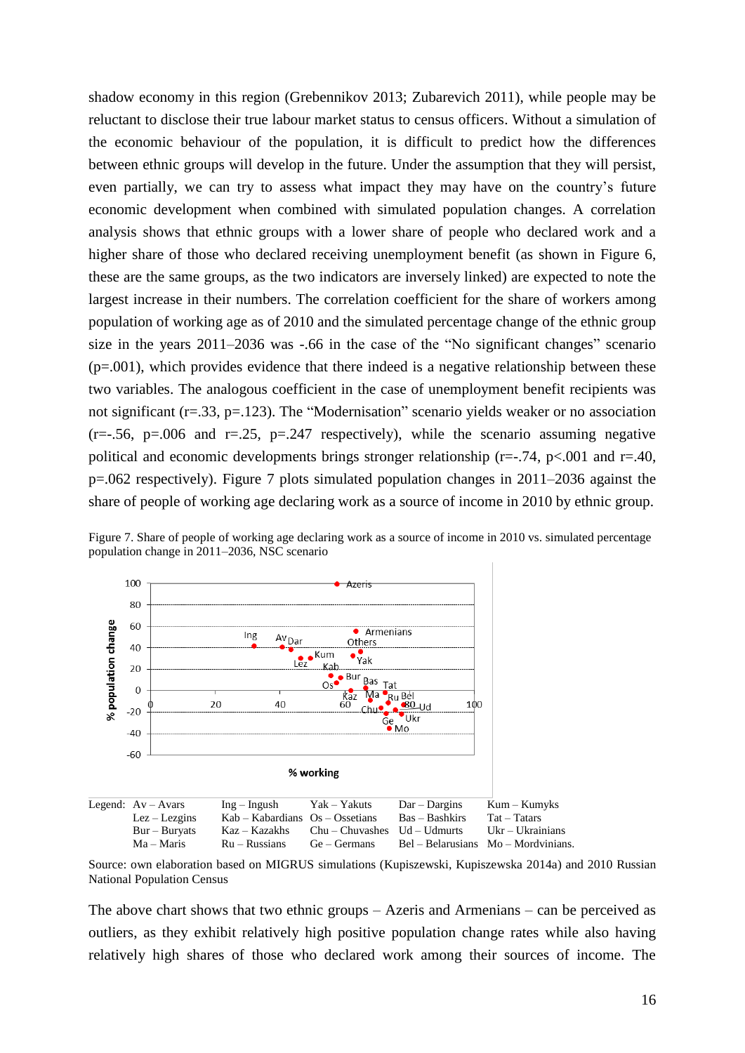shadow economy in this region (Grebennikov 2013; Zubarevich 2011), while people may be reluctant to disclose their true labour market status to census officers. Without a simulation of the economic behaviour of the population, it is difficult to predict how the differences between ethnic groups will develop in the future. Under the assumption that they will persist, even partially, we can try to assess what impact they may have on the country's future economic development when combined with simulated population changes. A correlation analysis shows that ethnic groups with a lower share of people who declared work and a higher share of those who declared receiving unemployment benefit (as shown in Figure 6, these are the same groups, as the two indicators are inversely linked) are expected to note the largest increase in their numbers. The correlation coefficient for the share of workers among population of working age as of 2010 and the simulated percentage change of the ethnic group size in the years 2011–2036 was -.66 in the case of the "No significant changes" scenario (p=.001), which provides evidence that there indeed is a negative relationship between these two variables. The analogous coefficient in the case of unemployment benefit recipients was not significant (r=.33, p=.123). The "Modernisation" scenario yields weaker or no association (r=-.56, p=.006 and r=.25, p=.247 respectively), while the scenario assuming negative political and economic developments brings stronger relationship (r=-.74, p<.001 and r=.40, p=.062 respectively). Figure 7 plots simulated population changes in 2011–2036 against the share of people of working age declaring work as a source of income in 2010 by ethnic group.

Figure 7. Share of people of working age declaring work as a source of income in 2010 vs. simulated percentage population change in 2011–2036, NSC scenario

% population change
100
80
60
40
20
0
-20
-40
-60
0
20
40
60
100
% working

Azeris
Armenians
Others
Ing
Av
Dar
Kum
Lez
Kab
Yak
Os
Bur
Bas
Tat
Kaz
Ma
Ru
Bel
Chu
Ge
Ud
Ukr
Mo

Legend: Av – Avars, Ing – Ingush, Yak – Yakuts, Dar – Dargins, Kum – Kumyks, Lez – Lezgins, Kab – Kabardians, Os – Ossetians, Bas – Bashkirs, Tat – Tatars, Bur – Buryats, Kaz – Kazakhs, Chu – Chuvashes, Ud – Udmurts, Ukr – Ukrainians, Ma – Maris, Ru – Russians, Ge – Germans, Bel – Belarusians, Mo – Mordvinians.

Source: own elaboration based on MIGRUS simulations (Kupiszewski, Kupiszewska 2014a) and 2010 Russian National Population Census

The above chart shows that two ethnic groups – Azeris and Armenians – can be perceived as outliers, as they exhibit relatively high positive population change rates while also having relatively high shares of those who declared work among their sources of income. The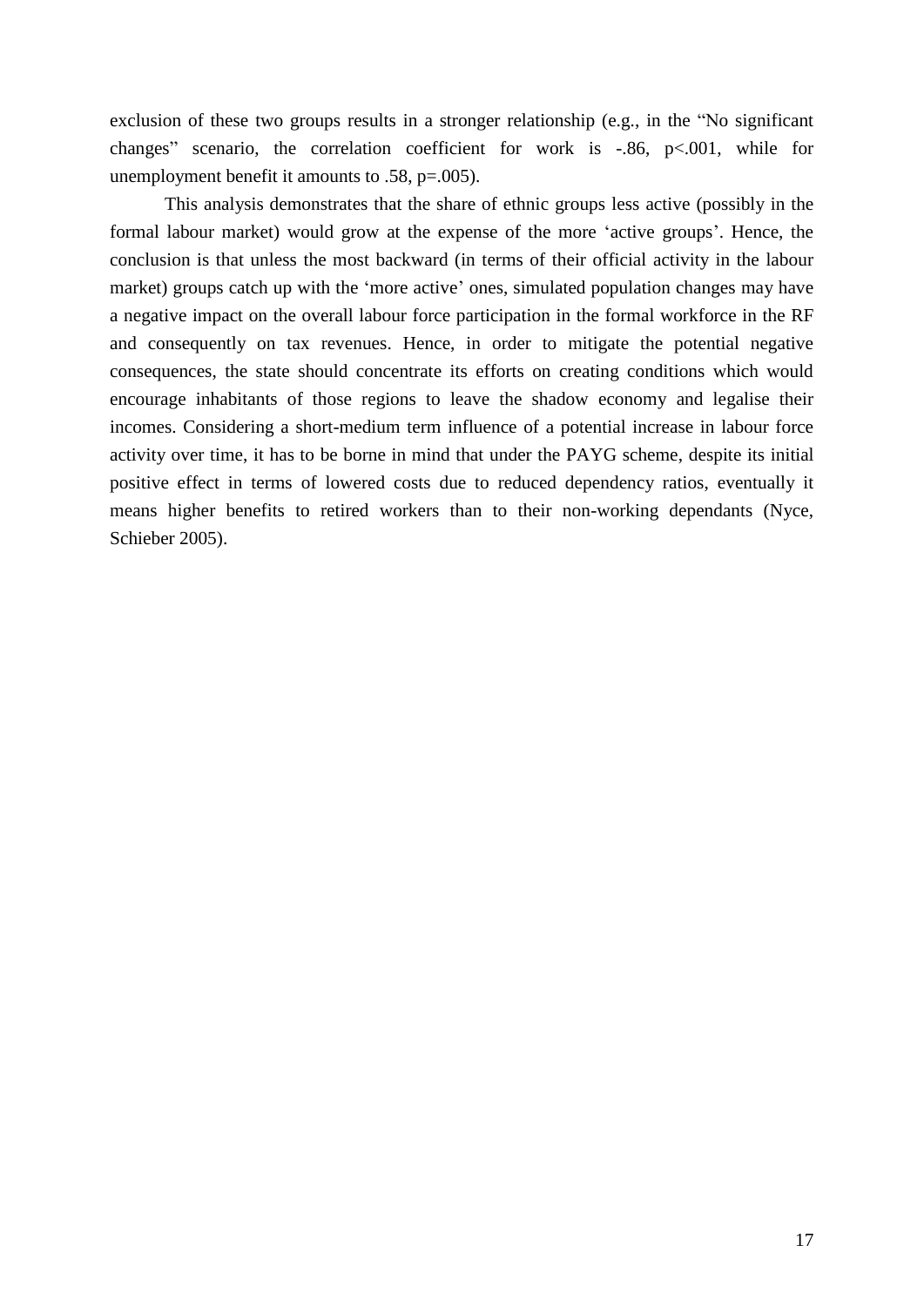exclusion of these two groups results in a stronger relationship (e.g., in the "No significant changes" scenario, the correlation coefficient for work is -.86, $p<.001$, while for unemployment benefit it amounts to .58, $p=.005$).

This analysis demonstrates that the share of ethnic groups less active (possibly in the formal labour market) would grow at the expense of the more 'active groups'. Hence, the conclusion is that unless the most backward (in terms of their official activity in the labour market) groups catch up with the 'more active' ones, simulated population changes may have a negative impact on the overall labour force participation in the formal workforce in the RF and consequently on tax revenues. Hence, in order to mitigate the potential negative consequences, the state should concentrate its efforts on creating conditions which would encourage inhabitants of those regions to leave the shadow economy and legalise their incomes. Considering a short-medium term influence of a potential increase in labour force activity over time, it has to be borne in mind that under the PAYG scheme, despite its initial positive effect in terms of lowered costs due to reduced dependency ratios, eventually it means higher benefits to retired workers than to their non-working dependants (Nyce, Schieber 2005).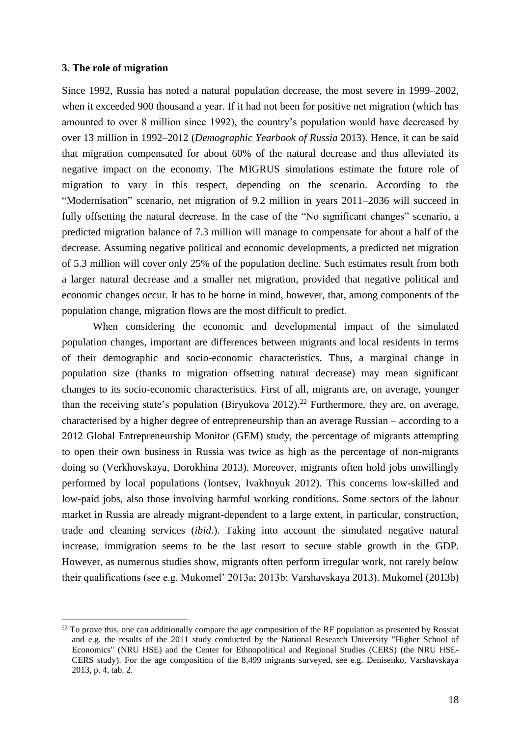### 3. The role of migration

Since 1992, Russia has noted a natural population decrease, the most severe in 1999–2002, when it exceeded 900 thousand a year. If it had not been for positive net migration (which has amounted to over 8 million since 1992), the country's population would have decreased by over 13 million in 1992–2012 (*Demographic Yearbook of Russia* 2013). Hence, it can be said that migration compensated for about 60% of the natural decrease and thus alleviated its negative impact on the economy. The MIGRUS simulations estimate the future role of migration to vary in this respect, depending on the scenario. According to the "Modernisation" scenario, net migration of 9.2 million in years 2011–2036 will succeed in fully offsetting the natural decrease. In the case of the "No significant changes" scenario, a predicted migration balance of 7.3 million will manage to compensate for about a half of the decrease. Assuming negative political and economic developments, a predicted net migration of 5.3 million will cover only 25% of the population decline. Such estimates result from both a larger natural decrease and a smaller net migration, provided that negative political and economic changes occur. It has to be borne in mind, however, that, among components of the population change, migration flows are the most difficult to predict.

When considering the economic and developmental impact of the simulated population changes, important are differences between migrants and local residents in terms of their demographic and socio-economic characteristics. Thus, a marginal change in population size (thanks to migration offsetting natural decrease) may mean significant changes to its socio-economic characteristics. First of all, migrants are, on average, younger than the receiving state's population (Biryukova 2012).[22] Furthermore, they are, on average, characterised by a higher degree of entrepreneurship than an average Russian – according to a 2012 Global Entrepreneurship Monitor (GEM) study, the percentage of migrants attempting to open their own business in Russia was twice as high as the percentage of non-migrants doing so (Verkhovskaya, Dorokhina 2013). Moreover, migrants often hold jobs unwillingly performed by local populations (Iontsev, Ivakhnyuk 2012). This concerns low-skilled and low-paid jobs, also those involving harmful working conditions. Some sectors of the labour market in Russia are already migrant-dependent to a large extent, in particular, construction, trade and cleaning services (*ibid*.). Taking into account the simulated negative natural increase, immigration seems to be the last resort to secure stable growth in the GDP. However, as numerous studies show, migrants often perform irregular work, not rarely below their qualifications (see e.g. Mukomel' 2013a; 2013b; Varshavskaya 2013). Mukomel (2013b)

[22] To prove this, one can additionally compare the age composition of the RF population as presented by Rosstat and e.g. the results of the 2011 study conducted by the National Research University "Higher School of Economics" (NRU HSE) and the Center for Ethnopolitical and Regional Studies (CERS) (the NRU HSE-CERS study). For the age composition of the 8,499 migrants surveyed, see e.g. Denisenko, Varshavskaya 2013, p. 4, tab. 2.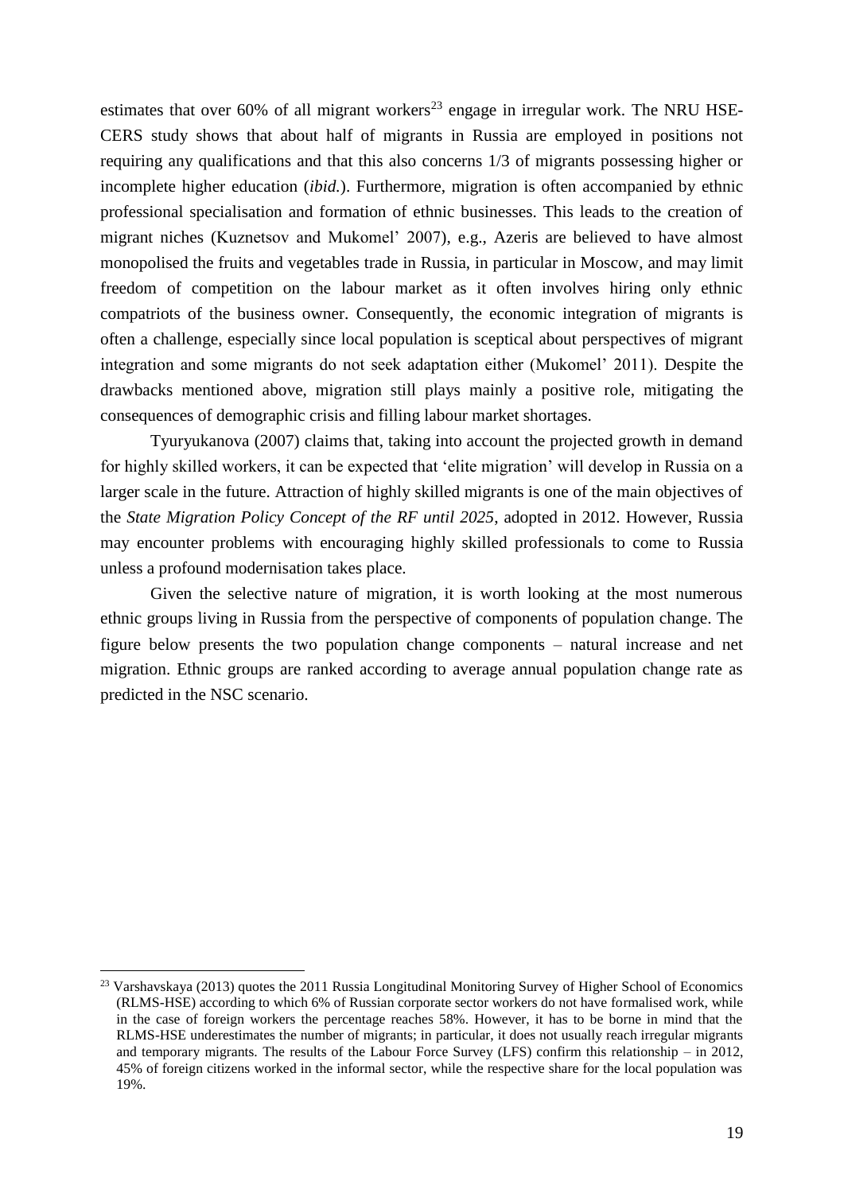estimates that over 60% of all migrant workers[23] engage in irregular work. The NRU HSE-CERS study shows that about half of migrants in Russia are employed in positions not requiring any qualifications and that this also concerns 1/3 of migrants possessing higher or incomplete higher education (*ibid.*). Furthermore, migration is often accompanied by ethnic professional specialisation and formation of ethnic businesses. This leads to the creation of migrant niches (Kuznetsov and Mukomel' 2007), e.g., Azeris are believed to have almost monopolised the fruits and vegetables trade in Russia, in particular in Moscow, and may limit freedom of competition on the labour market as it often involves hiring only ethnic compatriots of the business owner. Consequently, the economic integration of migrants is often a challenge, especially since local population is sceptical about perspectives of migrant integration and some migrants do not seek adaptation either (Mukomel' 2011). Despite the drawbacks mentioned above, migration still plays mainly a positive role, mitigating the consequences of demographic crisis and filling labour market shortages.

Tyuryukanova (2007) claims that, taking into account the projected growth in demand for highly skilled workers, it can be expected that 'elite migration' will develop in Russia on a larger scale in the future. Attraction of highly skilled migrants is one of the main objectives of the *State Migration Policy Concept of the RF until 2025*, adopted in 2012. However, Russia may encounter problems with encouraging highly skilled professionals to come to Russia unless a profound modernisation takes place.

Given the selective nature of migration, it is worth looking at the most numerous ethnic groups living in Russia from the perspective of components of population change. The figure below presents the two population change components – natural increase and net migration. Ethnic groups are ranked according to average annual population change rate as predicted in the NSC scenario.

[23] Varshavskaya (2013) quotes the 2011 Russia Longitudinal Monitoring Survey of Higher School of Economics (RLMS-HSE) according to which 6% of Russian corporate sector workers do not have formalised work, while in the case of foreign workers the percentage reaches 58%. However, it has to be borne in mind that the RLMS-HSE underestimates the number of migrants; in particular, it does not usually reach irregular migrants and temporary migrants. The results of the Labour Force Survey (LFS) confirm this relationship – in 2012, 45% of foreign citizens worked in the informal sector, while the respective share for the local population was 19%.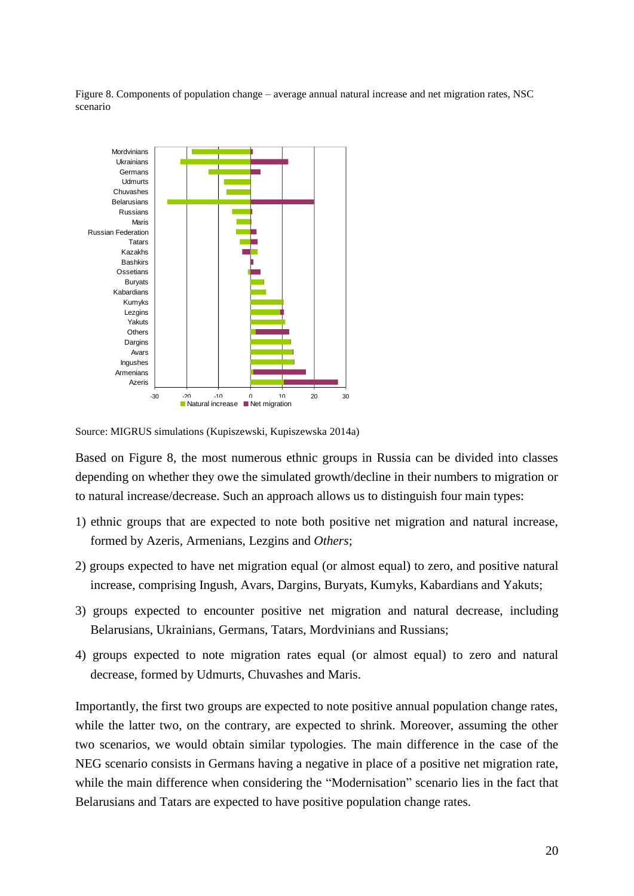Figure 8. Components of population change – average annual natural increase and net migration rates, NSC scenario

Mordvinians
Ukrainians
Germans
Udmurts
Chuvashes
Belarusians
Russians
Maris
Russian Federation
Tatars
Kazakhs
Bashkirs
Ossetians
Buryats
Kabardians
Kumyks
Lezgins
Yakuts
Others
Dargins
Avars
Ingushes
Armenians
Azeris

-30 -20 -10 0 10 20 30

Natural increase  Net migration

Source: MIGRUS simulations (Kupiszewski, Kupiszewska 2014a)

Based on Figure 8, the most numerous ethnic groups in Russia can be divided into classes depending on whether they owe the simulated growth/decline in their numbers to migration or to natural increase/decrease. Such an approach allows us to distinguish four main types:

1) ethnic groups that are expected to note both positive net migration and natural increase, formed by Azeris, Armenians, Lezgins and *Others*;
2) groups expected to have net migration equal (or almost equal) to zero, and positive natural increase, comprising Ingush, Avars, Dargins, Buryats, Kumyks, Kabardians and Yakuts;
3) groups expected to encounter positive net migration and natural decrease, including Belarusians, Ukrainians, Germans, Tatars, Mordvinians and Russians;
4) groups expected to note migration rates equal (or almost equal) to zero and natural decrease, formed by Udmurts, Chuvashes and Maris.

Importantly, the first two groups are expected to note positive annual population change rates, while the latter two, on the contrary, are expected to shrink. Moreover, assuming the other two scenarios, we would obtain similar typologies. The main difference in the case of the NEG scenario consists in Germans having a negative in place of a positive net migration rate, while the main difference when considering the "Modernisation" scenario lies in the fact that Belarusians and Tatars are expected to have positive population change rates.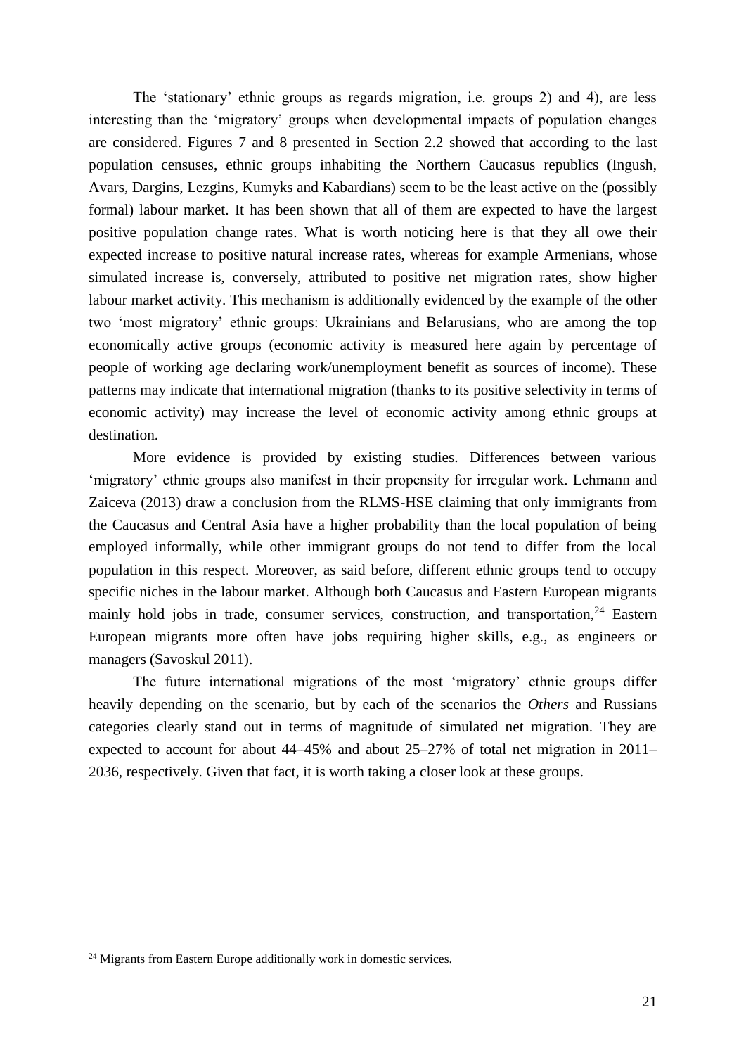The 'stationary' ethnic groups as regards migration, i.e. groups 2) and 4), are less interesting than the 'migratory' groups when developmental impacts of population changes are considered. Figures 7 and 8 presented in Section 2.2 showed that according to the last population censuses, ethnic groups inhabiting the Northern Caucasus republics (Ingush, Avars, Dargins, Lezgins, Kumyks and Kabardians) seem to be the least active on the (possibly formal) labour market. It has been shown that all of them are expected to have the largest positive population change rates. What is worth noticing here is that they all owe their expected increase to positive natural increase rates, whereas for example Armenians, whose simulated increase is, conversely, attributed to positive net migration rates, show higher labour market activity. This mechanism is additionally evidenced by the example of the other two 'most migratory' ethnic groups: Ukrainians and Belarusians, who are among the top economically active groups (economic activity is measured here again by percentage of people of working age declaring work/unemployment benefit as sources of income). These patterns may indicate that international migration (thanks to its positive selectivity in terms of economic activity) may increase the level of economic activity among ethnic groups at destination.

More evidence is provided by existing studies. Differences between various 'migratory' ethnic groups also manifest in their propensity for irregular work. Lehmann and Zaiceva (2013) draw a conclusion from the RLMS-HSE claiming that only immigrants from the Caucasus and Central Asia have a higher probability than the local population of being employed informally, while other immigrant groups do not tend to differ from the local population in this respect. Moreover, as said before, different ethnic groups tend to occupy specific niches in the labour market. Although both Caucasus and Eastern European migrants mainly hold jobs in trade, consumer services, construction, and transportation,[24] Eastern European migrants more often have jobs requiring higher skills, e.g., as engineers or managers (Savoskul 2011).

The future international migrations of the most 'migratory' ethnic groups differ heavily depending on the scenario, but by each of the scenarios the *Others* and Russians categories clearly stand out in terms of magnitude of simulated net migration. They are expected to account for about 44–45% and about 25–27% of total net migration in 2011–2036, respectively. Given that fact, it is worth taking a closer look at these groups.

[24] Migrants from Eastern Europe additionally work in domestic services.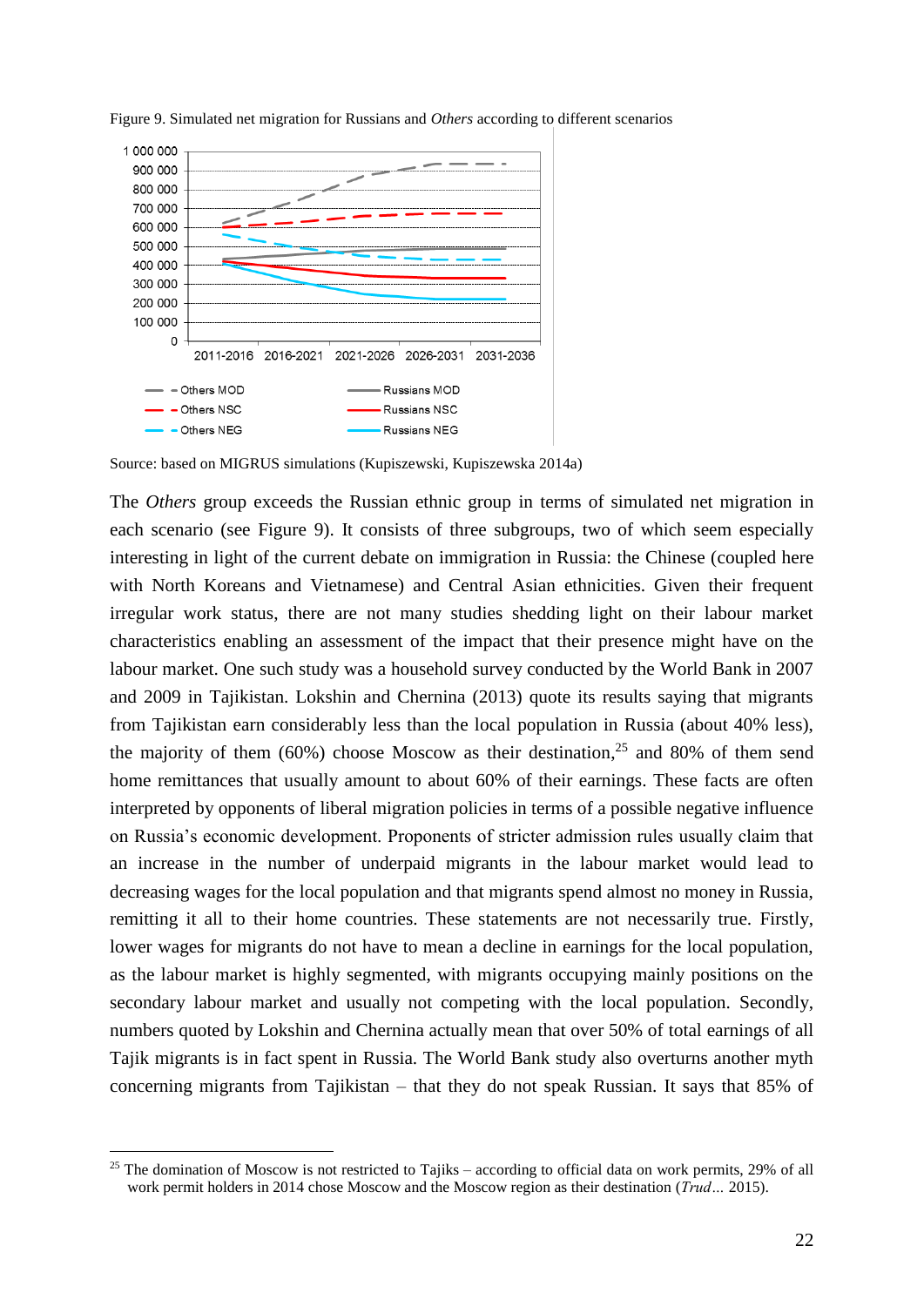Figure 9. Simulated net migration for Russians and *Others* according to different scenarios

1 000 000
900 000
800 000
700 000
600 000
500 000
400 000
300 000
200 000
100 000
0

2011-2016 2016-2021 2021-2026 2026-2031 2031-2036

Others MOD
Others NSC
Others NEG
Russians MOD
Russians NSC
Russians NEG

Source: based on MIGRUS simulations (Kupiszewski, Kupiszewska 2014a)

The *Others* group exceeds the Russian ethnic group in terms of simulated net migration in each scenario (see Figure 9). It consists of three subgroups, two of which seem especially interesting in light of the current debate on immigration in Russia: the Chinese (coupled here with North Koreans and Vietnamese) and Central Asian ethnicities. Given their frequent irregular work status, there are not many studies shedding light on their labour market characteristics enabling an assessment of the impact that their presence might have on the labour market. One such study was a household survey conducted by the World Bank in 2007 and 2009 in Tajikistan. Lokshin and Chernina (2013) quote its results saying that migrants from Tajikistan earn considerably less than the local population in Russia (about 40% less), the majority of them (60%) choose Moscow as their destination,[25] and 80% of them send home remittances that usually amount to about 60% of their earnings. These facts are often interpreted by opponents of liberal migration policies in terms of a possible negative influence on Russia's economic development. Proponents of stricter admission rules usually claim that an increase in the number of underpaid migrants in the labour market would lead to decreasing wages for the local population and that migrants spend almost no money in Russia, remitting it all to their home countries. These statements are not necessarily true. Firstly, lower wages for migrants do not have to mean a decline in earnings for the local population, as the labour market is highly segmented, with migrants occupying mainly positions on the secondary labour market and usually not competing with the local population. Secondly, numbers quoted by Lokshin and Chernina actually mean that over 50% of total earnings of all Tajik migrants is in fact spent in Russia. The World Bank study also overturns another myth concerning migrants from Tajikistan – that they do not speak Russian. It says that 85% of

[25] The domination of Moscow is not restricted to Tajiks – according to official data on work permits, 29% of all work permit holders in 2014 chose Moscow and the Moscow region as their destination (*Trud*... 2015).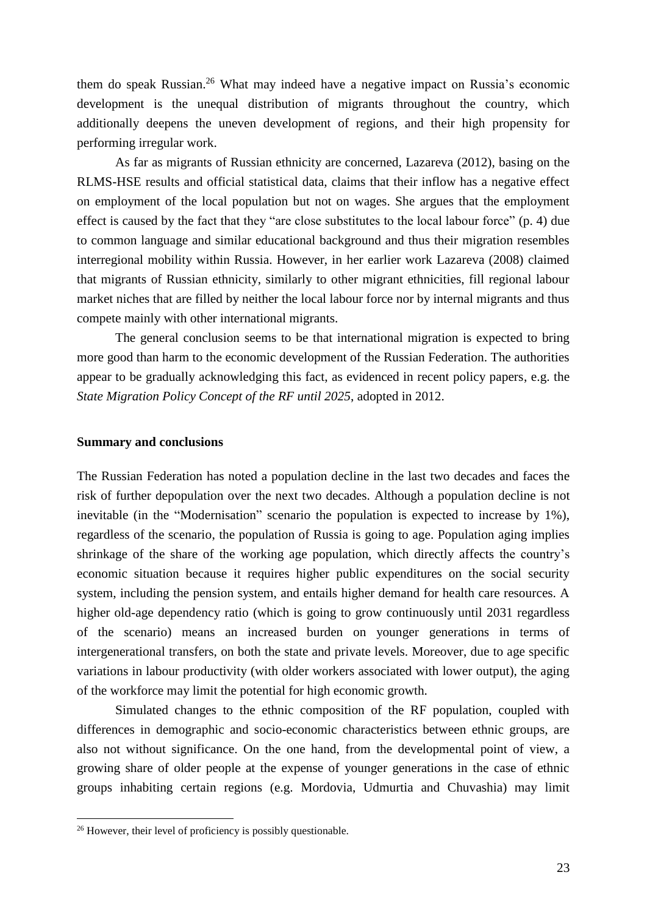them do speak Russian.[26] What may indeed have a negative impact on Russia's economic development is the unequal distribution of migrants throughout the country, which additionally deepens the uneven development of regions, and their high propensity for performing irregular work.

As far as migrants of Russian ethnicity are concerned, Lazareva (2012), basing on the RLMS-HSE results and official statistical data, claims that their inflow has a negative effect on employment of the local population but not on wages. She argues that the employment effect is caused by the fact that they "are close substitutes to the local labour force" (p. 4) due to common language and similar educational background and thus their migration resembles interregional mobility within Russia. However, in her earlier work Lazareva (2008) claimed that migrants of Russian ethnicity, similarly to other migrant ethnicities, fill regional labour market niches that are filled by neither the local labour force nor by internal migrants and thus compete mainly with other international migrants.

The general conclusion seems to be that international migration is expected to bring more good than harm to the economic development of the Russian Federation. The authorities appear to be gradually acknowledging this fact, as evidenced in recent policy papers, e.g. the *State Migration Policy Concept of the RF until 2025*, adopted in 2012.

## Summary and conclusions

The Russian Federation has noted a population decline in the last two decades and faces the risk of further depopulation over the next two decades. Although a population decline is not inevitable (in the "Modernisation" scenario the population is expected to increase by 1%), regardless of the scenario, the population of Russia is going to age. Population aging implies shrinkage of the share of the working age population, which directly affects the country's economic situation because it requires higher public expenditures on the social security system, including the pension system, and entails higher demand for health care resources. A higher old-age dependency ratio (which is going to grow continuously until 2031 regardless of the scenario) means an increased burden on younger generations in terms of intergenerational transfers, on both the state and private levels. Moreover, due to age specific variations in labour productivity (with older workers associated with lower output), the aging of the workforce may limit the potential for high economic growth.

Simulated changes to the ethnic composition of the RF population, coupled with differences in demographic and socio-economic characteristics between ethnic groups, are also not without significance. On the one hand, from the developmental point of view, a growing share of older people at the expense of younger generations in the case of ethnic groups inhabiting certain regions (e.g. Mordovia, Udmurtia and Chuvashia) may limit

[26] However, their level of proficiency is possibly questionable.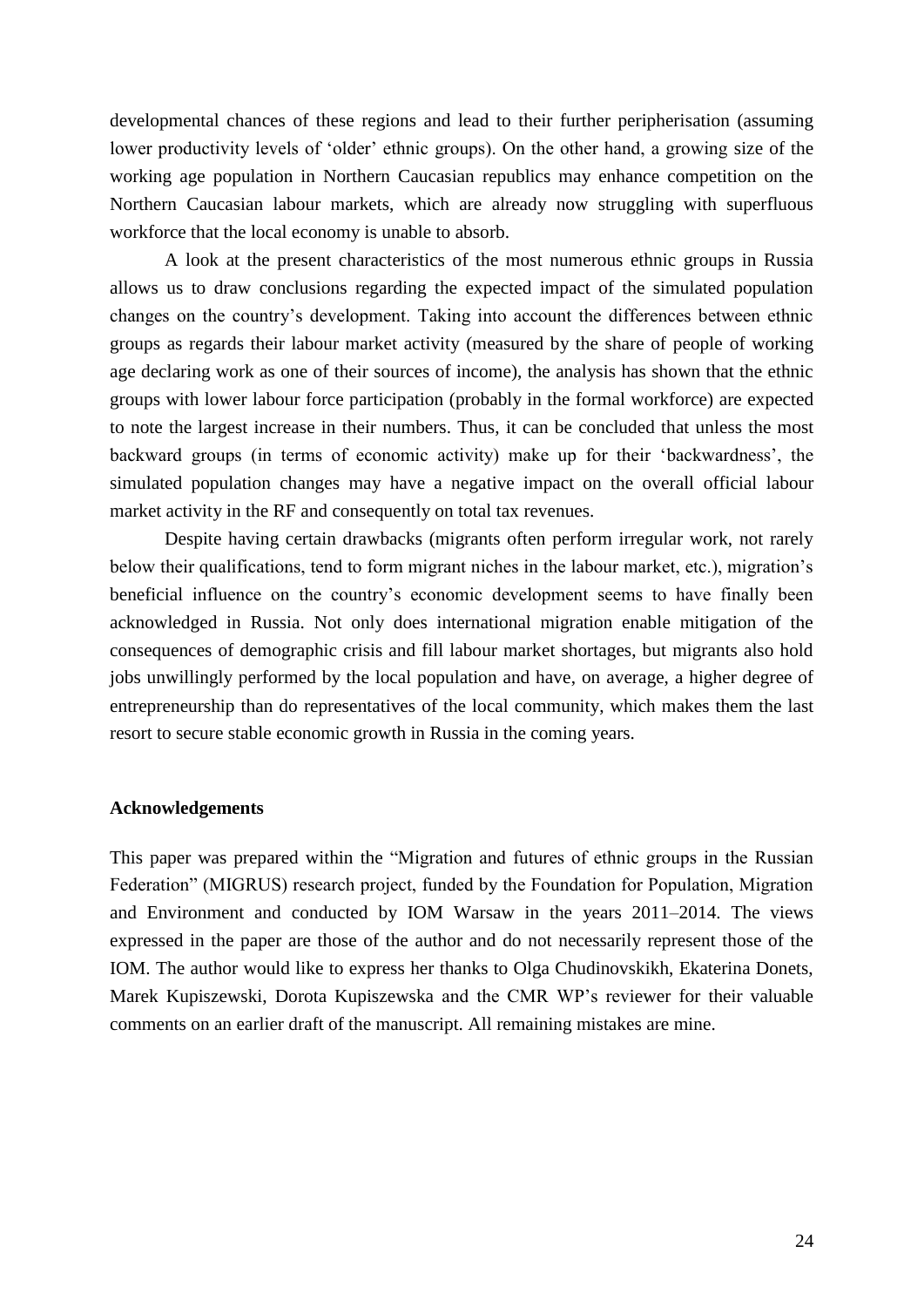developmental chances of these regions and lead to their further peripherisation (assuming lower productivity levels of 'older' ethnic groups). On the other hand, a growing size of the working age population in Northern Caucasian republics may enhance competition on the Northern Caucasian labour markets, which are already now struggling with superfluous workforce that the local economy is unable to absorb.

A look at the present characteristics of the most numerous ethnic groups in Russia allows us to draw conclusions regarding the expected impact of the simulated population changes on the country's development. Taking into account the differences between ethnic groups as regards their labour market activity (measured by the share of people of working age declaring work as one of their sources of income), the analysis has shown that the ethnic groups with lower labour force participation (probably in the formal workforce) are expected to note the largest increase in their numbers. Thus, it can be concluded that unless the most backward groups (in terms of economic activity) make up for their 'backwardness', the simulated population changes may have a negative impact on the overall official labour market activity in the RF and consequently on total tax revenues.

Despite having certain drawbacks (migrants often perform irregular work, not rarely below their qualifications, tend to form migrant niches in the labour market, etc.), migration's beneficial influence on the country's economic development seems to have finally been acknowledged in Russia. Not only does international migration enable mitigation of the consequences of demographic crisis and fill labour market shortages, but migrants also hold jobs unwillingly performed by the local population and have, on average, a higher degree of entrepreneurship than do representatives of the local community, which makes them the last resort to secure stable economic growth in Russia in the coming years.

**Acknowledgements**

This paper was prepared within the "Migration and futures of ethnic groups in the Russian Federation" (MIGRUS) research project, funded by the Foundation for Population, Migration and Environment and conducted by IOM Warsaw in the years 2011–2014. The views expressed in the paper are those of the author and do not necessarily represent those of the IOM. The author would like to express her thanks to Olga Chudinovskikh, Ekaterina Donets, Marek Kupiszewski, Dorota Kupiszewska and the CMR WP's reviewer for their valuable comments on an earlier draft of the manuscript. All remaining mistakes are mine.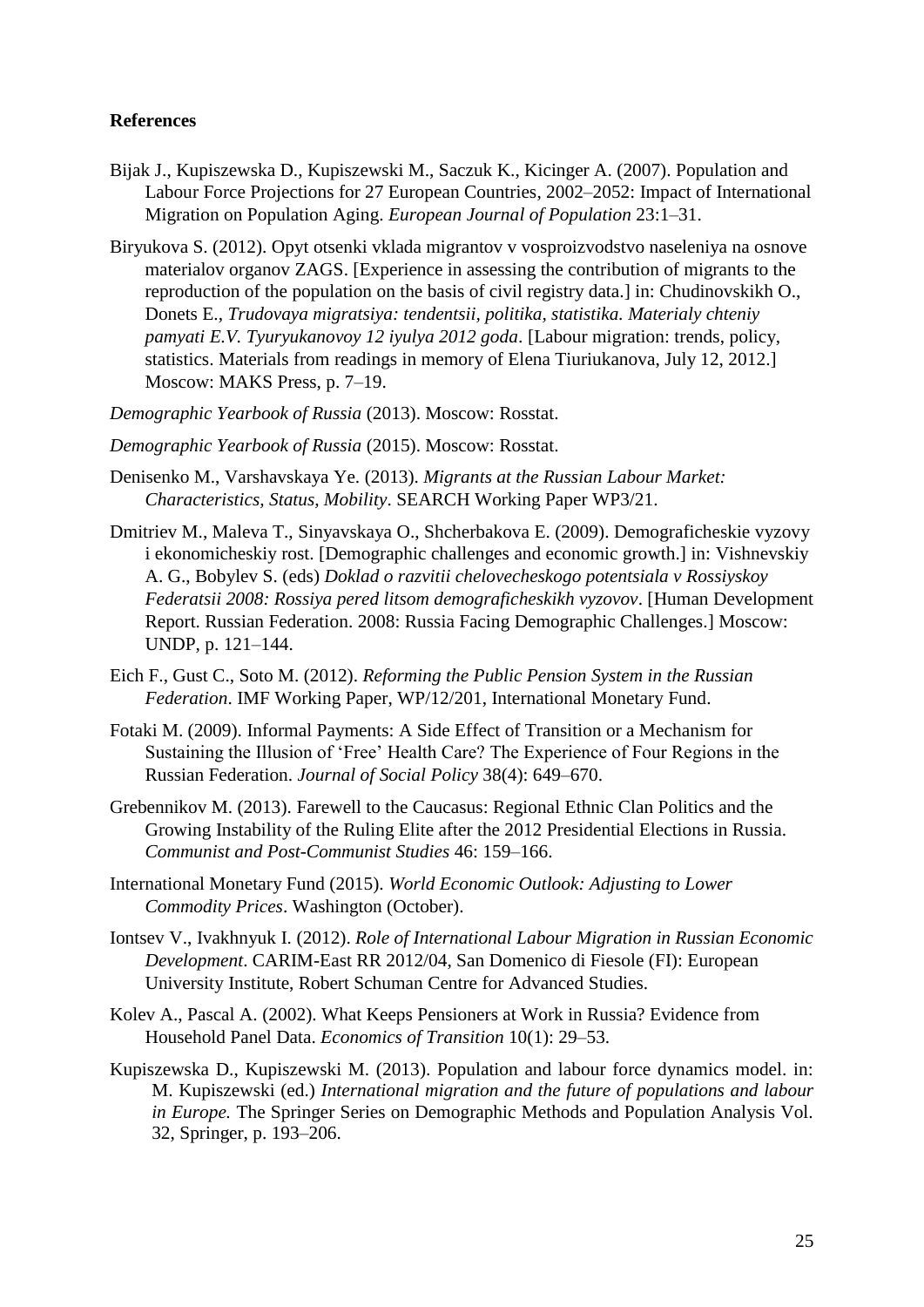**References**

Bijak J., Kupiszewska D., Kupiszewski M., Saczuk K., Kicinger A. (2007). Population and Labour Force Projections for 27 European Countries, 2002–2052: Impact of International Migration on Population Aging. *European Journal of Population* 23:1–31.

Biryukova S. (2012). Opyt otsenki vklada migrantov v vosproizvodstvo naseleniya na osnove materialov organov ZAGS. [Experience in assessing the contribution of migrants to the reproduction of the population on the basis of civil registry data.] in: Chudinovskikh O., Donets E., *Trudovaya migratsiya: tendentsii, politika, statistika. Materialy chteniy pamyati E.V. Tyuryukanovoy 12 iyulya 2012 goda*. [Labour migration: trends, policy, statistics. Materials from readings in memory of Elena Tiuriukanova, July 12, 2012.] Moscow: MAKS Press, p. 7–19.

*Demographic Yearbook of Russia* (2013). Moscow: Rosstat.

*Demographic Yearbook of Russia* (2015). Moscow: Rosstat.

Denisenko M., Varshavskaya Ye. (2013). *Migrants at the Russian Labour Market: Characteristics, Status, Mobility*. SEARCH Working Paper WP3/21.

Dmitriev M., Maleva T., Sinyavskaya O., Shcherbakova E. (2009). Demograficheskie vyzovy i ekonomicheskiy rost. [Demographic challenges and economic growth.] in: Vishnevskiy A. G., Bobylev S. (eds) *Doklad o razvitii chelovecheskogo potentsiala v Rossiyskoy Federatsii 2008: Rossiya pered litsom demograficheskikh vyzovov*. [Human Development Report. Russian Federation. 2008: Russia Facing Demographic Challenges.] Moscow: UNDP, p. 121–144.

Eich F., Gust C., Soto M. (2012). *Reforming the Public Pension System in the Russian Federation*. IMF Working Paper, WP/12/201, International Monetary Fund.

Fotaki M. (2009). Informal Payments: A Side Effect of Transition or a Mechanism for Sustaining the Illusion of 'Free' Health Care? The Experience of Four Regions in the Russian Federation. *Journal of Social Policy* 38(4): 649–670.

Grebennikov M. (2013). Farewell to the Caucasus: Regional Ethnic Clan Politics and the Growing Instability of the Ruling Elite after the 2012 Presidential Elections in Russia. *Communist and Post-Communist Studies* 46: 159–166.

International Monetary Fund (2015). *World Economic Outlook: Adjusting to Lower Commodity Prices*. Washington (October).

Iontsev V., Ivakhnyuk I. (2012). *Role of International Labour Migration in Russian Economic Development*. CARIM-East RR 2012/04, San Domenico di Fiesole (FI): European University Institute, Robert Schuman Centre for Advanced Studies.

Kolev A., Pascal A. (2002). What Keeps Pensioners at Work in Russia? Evidence from Household Panel Data. *Economics of Transition* 10(1): 29–53.

Kupiszewska D., Kupiszewski M. (2013). Population and labour force dynamics model. in: M. Kupiszewski (ed.) *International migration and the future of populations and labour in Europe.* The Springer Series on Demographic Methods and Population Analysis Vol. 32, Springer, p. 193–206.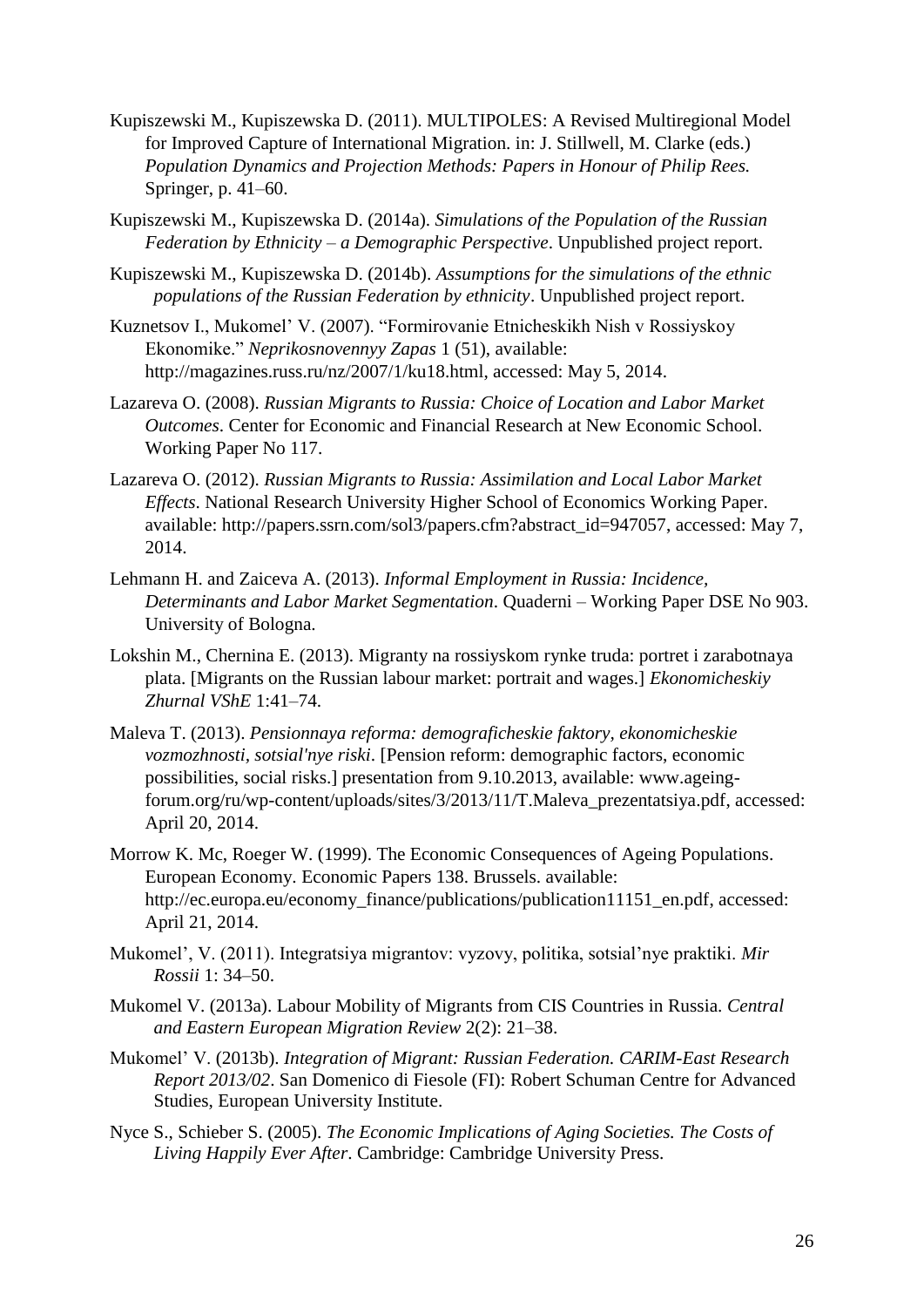Kupiszewski M., Kupiszewska D. (2011). MULTIPOLES: A Revised Multiregional Model for Improved Capture of International Migration. in: J. Stillwell, M. Clarke (eds.) *Population Dynamics and Projection Methods: Papers in Honour of Philip Rees.* Springer, p. 41–60.

Kupiszewski M., Kupiszewska D. (2014a). *Simulations of the Population of the Russian Federation by Ethnicity – a Demographic Perspective*. Unpublished project report.

Kupiszewski M., Kupiszewska D. (2014b). *Assumptions for the simulations of the ethnic populations of the Russian Federation by ethnicity*. Unpublished project report.

Kuznetsov I., Mukomel' V. (2007). "Formirovanie Etnicheskikh Nish v Rossiyskoy Ekonomike." *Neprikosnovennyy Zapas* 1 (51), available: http://magazines.russ.ru/nz/2007/1/ku18.html, accessed: May 5, 2014.

Lazareva O. (2008). *Russian Migrants to Russia: Choice of Location and Labor Market Outcomes*. Center for Economic and Financial Research at New Economic School. Working Paper No 117.

Lazareva O. (2012). *Russian Migrants to Russia: Assimilation and Local Labor Market Effects*. National Research University Higher School of Economics Working Paper. available: http://papers.ssrn.com/sol3/papers.cfm?abstract_id=947057, accessed: May 7, 2014.

Lehmann H. and Zaiceva A. (2013). *Informal Employment in Russia: Incidence, Determinants and Labor Market Segmentation*. Quaderni – Working Paper DSE No 903. University of Bologna.

Lokshin M., Chernina E. (2013). Migranty na rossiyskom rynke truda: portret i zarabotnaya plata. [Migrants on the Russian labour market: portrait and wages.] *Ekonomicheskiy Zhurnal VShE* 1:41–74.

Maleva T. (2013). *Pensionnaya reforma: demograficheskie faktory, ekonomicheskie vozmozhnosti, sotsial'nye riski*. [Pension reform: demographic factors, economic possibilities, social risks.] presentation from 9.10.2013, available: www.ageing-forum.org/ru/wp-content/uploads/sites/3/2013/11/T.Maleva_prezentatsiya.pdf, accessed: April 20, 2014.

Morrow K. Mc, Roeger W. (1999). The Economic Consequences of Ageing Populations. European Economy. Economic Papers 138. Brussels. available: http://ec.europa.eu/economy_finance/publications/publication11151_en.pdf, accessed: April 21, 2014.

Mukomel', V. (2011). Integratsiya migrantov: vyzovy, politika, sotsial'nye praktiki. *Mir Rossii* 1: 34–50.

Mukomel V. (2013a). Labour Mobility of Migrants from CIS Countries in Russia. *Central and Eastern European Migration Review* 2(2): 21–38.

Mukomel' V. (2013b). *Integration of Migrant: Russian Federation. CARIM-East Research Report 2013/02*. San Domenico di Fiesole (FI): Robert Schuman Centre for Advanced Studies, European University Institute.

Nyce S., Schieber S. (2005). *The Economic Implications of Aging Societies. The Costs of Living Happily Ever After*. Cambridge: Cambridge University Press.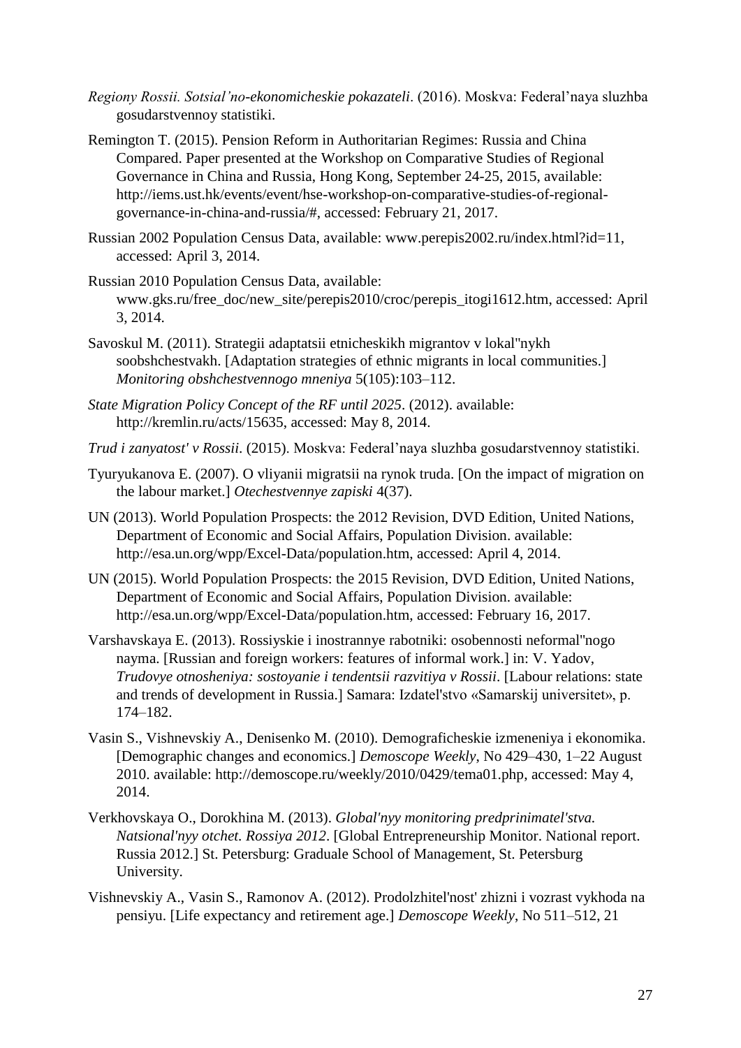*Regiony Rossii. Sotsial'no-ekonomicheskie pokazateli*. (2016). Moskva: Federal'naya sluzhba gosudarstvennoy statistiki.

Remington T. (2015). Pension Reform in Authoritarian Regimes: Russia and China Compared. Paper presented at the Workshop on Comparative Studies of Regional Governance in China and Russia, Hong Kong, September 24-25, 2015, available: http://iems.ust.hk/events/event/hse-workshop-on-comparative-studies-of-regional-governance-in-china-and-russia/#, accessed: February 21, 2017.

Russian 2002 Population Census Data, available: www.perepis2002.ru/index.html?id=11, accessed: April 3, 2014.

Russian 2010 Population Census Data, available: www.gks.ru/free_doc/new_site/perepis2010/croc/perepis_itogi1612.htm, accessed: April 3, 2014.

Savoskul M. (2011). Strategii adaptatsii etnicheskikh migrantov v lokal"nykh soobshchestvakh. [Adaptation strategies of ethnic migrants in local communities.] *Monitoring obshchestvennogo mneniya* 5(105):103–112.

*State Migration Policy Concept of the RF until 2025*. (2012). available: http://kremlin.ru/acts/15635, accessed: May 8, 2014.

*Trud i zanyatost' v Rossii*. (2015). Moskva: Federal'naya sluzhba gosudarstvennoy statistiki.

Tyuryukanova E. (2007). O vliyanii migratsii na rynok truda. [On the impact of migration on the labour market.] *Otechestvennye zapiski* 4(37).

UN (2013). World Population Prospects: the 2012 Revision, DVD Edition, United Nations, Department of Economic and Social Affairs, Population Division. available: http://esa.un.org/wpp/Excel-Data/population.htm, accessed: April 4, 2014.

UN (2015). World Population Prospects: the 2015 Revision, DVD Edition, United Nations, Department of Economic and Social Affairs, Population Division. available: http://esa.un.org/wpp/Excel-Data/population.htm, accessed: February 16, 2017.

Varshavskaya E. (2013). Rossiyskie i inostrannye rabotniki: osobennosti neformal"nogo nayma. [Russian and foreign workers: features of informal work.] in: V. Yadov, *Trudovye otnosheniya: sostoyanie i tendentsii razvitiya v Rossii*. [Labour relations: state and trends of development in Russia.] Samara: Izdatel'stvo «Samarskij universitet», p. 174–182.

Vasin S., Vishnevskiy A., Denisenko M. (2010). Demograficheskie izmeneniya i ekonomika. [Demographic changes and economics.] *Demoscope Weekly*, No 429–430, 1–22 August 2010. available: http://demoscope.ru/weekly/2010/0429/tema01.php, accessed: May 4, 2014.

Verkhovskaya O., Dorokhina M. (2013). *Global'nyy monitoring predprinimatel'stva. Natsional'nyy otchet. Rossiya 2012*. [Global Entrepreneurship Monitor. National report. Russia 2012.] St. Petersburg: Graduale School of Management, St. Petersburg University.

Vishnevskiy A., Vasin S., Ramonov A. (2012). Prodolzhitel'nost' zhizni i vozrast vykhoda na pensiyu. [Life expectancy and retirement age.] *Demoscope Weekly*, No 511–512, 21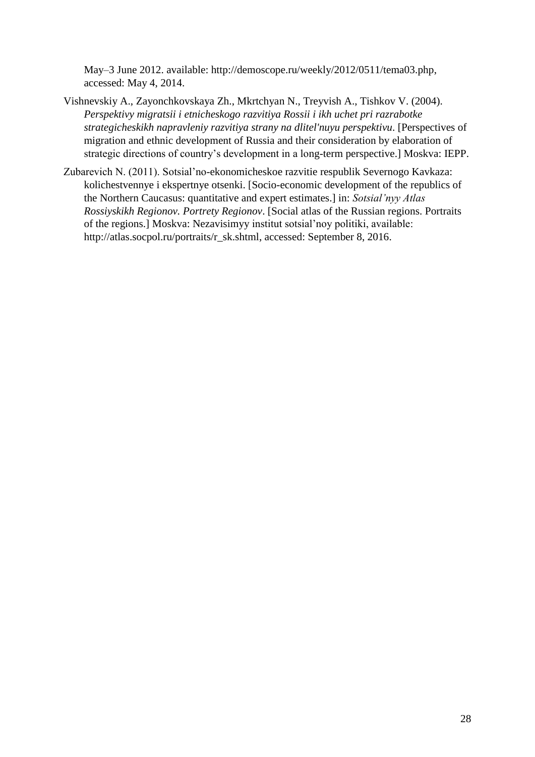May–3 June 2012. available: http://demoscope.ru/weekly/2012/0511/tema03.php, accessed: May 4, 2014.

Vishnevskiy A., Zayonchkovskaya Zh., Mkrtchyan N., Treyvish A., Tishkov V. (2004). *Perspektivy migratsii i etnicheskogo razvitiya Rossii i ikh uchet pri razrabotke strategicheskikh napravleniy razvitiya strany na dlitel'nuyu perspektivu*. [Perspectives of migration and ethnic development of Russia and their consideration by elaboration of strategic directions of country's development in a long-term perspective.] Moskva: IEPP.

Zubarevich N. (2011). Sotsial'no-ekonomicheskoe razvitie respublik Severnogo Kavkaza: kolichestvennye i ekspertnye otsenki. [Socio-economic development of the republics of the Northern Caucasus: quantitative and expert estimates.] in: *Sotsial'nyy Atlas Rossiyskikh Regionov. Portrety Regionov*. [Social atlas of the Russian regions. Portraits of the regions.] Moskva: Nezavisimyy institut sotsial'noy politiki, available: http://atlas.socpol.ru/portraits/r_sk.shtml, accessed: September 8, 2016.